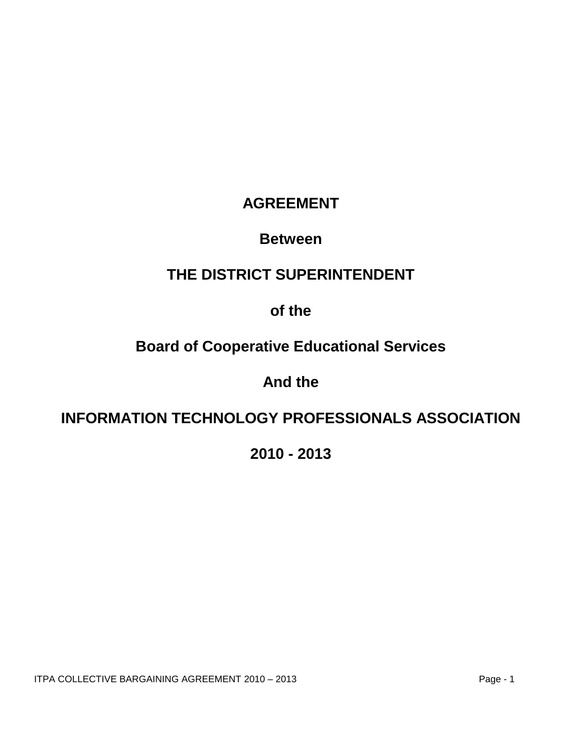# AGREEMENT

# Between

# THE DISTRICT SUPERINTENDENT

# of the

# Board of Cooperative Educational Services

# And the

# INFORMATION TECHNOLOGY PROFESSIONALS ASSOCIATION

# 2010 - 2013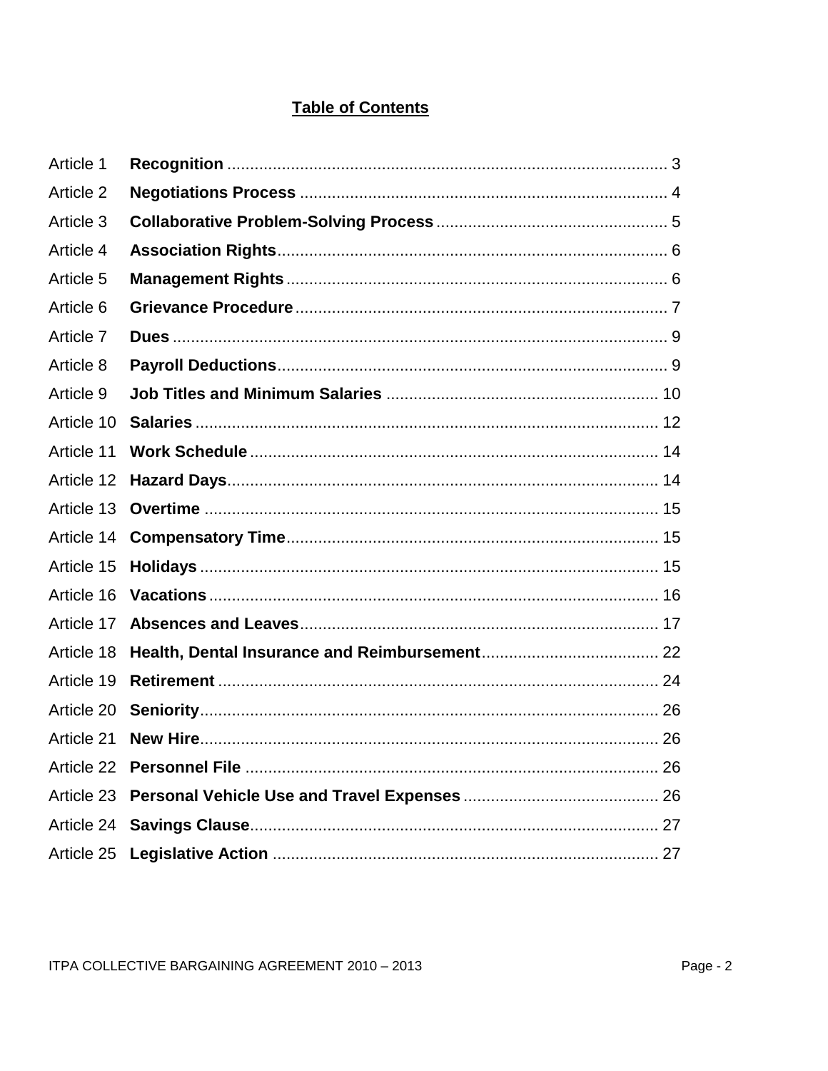## Table of Contents

| | | |
|---|---|---|
| Article 1 | **Recognition** | 3 |
| Article 2 | **Negotiations Process** | 4 |
| Article 3 | **Collaborative Problem-Solving Process** | 5 |
| Article 4 | **Association Rights** | 6 |
| Article 5 | **Management Rights** | 6 |
| Article 6 | **Grievance Procedure** | 7 |
| Article 7 | **Dues** | 9 |
| Article 8 | **Payroll Deductions** | 9 |
| Article 9 | **Job Titles and Minimum Salaries** | 10 |
| Article 10 | **Salaries** | 12 |
| Article 11 | **Work Schedule** | 14 |
| Article 12 | **Hazard Days** | 14 |
| Article 13 | **Overtime** | 15 |
| Article 14 | **Compensatory Time** | 15 |
| Article 15 | **Holidays** | 15 |
| Article 16 | **Vacations** | 16 |
| Article 17 | **Absences and Leaves** | 17 |
| Article 18 | **Health, Dental Insurance and Reimbursement** | 22 |
| Article 19 | **Retirement** | 24 |
| Article 20 | **Seniority** | 26 |
| Article 21 | **New Hire** | 26 |
| Article 22 | **Personnel File** | 26 |
| Article 23 | **Personal Vehicle Use and Travel Expenses** | 26 |
| Article 24 | **Savings Clause** | 27 |
| Article 25 | **Legislative Action** | 27 |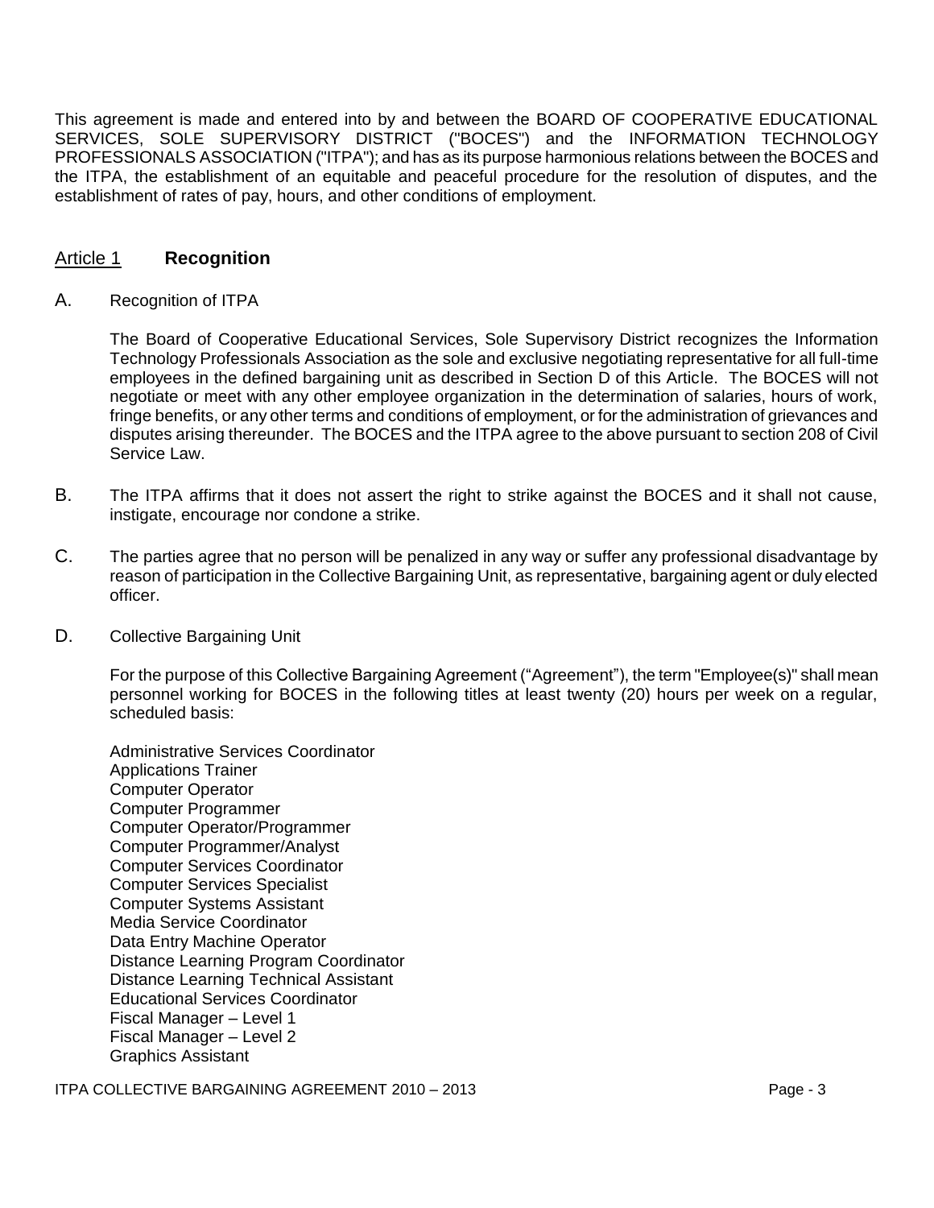This agreement is made and entered into by and between the BOARD OF COOPERATIVE EDUCATIONAL SERVICES, SOLE SUPERVISORY DISTRICT ("BOCES") and the INFORMATION TECHNOLOGY PROFESSIONALS ASSOCIATION ("ITPA"); and has as its purpose harmonious relations between the BOCES and the ITPA, the establishment of an equitable and peaceful procedure for the resolution of disputes, and the establishment of rates of pay, hours, and other conditions of employment.

## Article 1 **Recognition**

A. Recognition of ITPA

The Board of Cooperative Educational Services, Sole Supervisory District recognizes the Information Technology Professionals Association as the sole and exclusive negotiating representative for all full-time employees in the defined bargaining unit as described in Section D of this Article. The BOCES will not negotiate or meet with any other employee organization in the determination of salaries, hours of work, fringe benefits, or any other terms and conditions of employment, or for the administration of grievances and disputes arising thereunder. The BOCES and the ITPA agree to the above pursuant to section 208 of Civil Service Law.

B. The ITPA affirms that it does not assert the right to strike against the BOCES and it shall not cause, instigate, encourage nor condone a strike.

C. The parties agree that no person will be penalized in any way or suffer any professional disadvantage by reason of participation in the Collective Bargaining Unit, as representative, bargaining agent or duly elected officer.

D. Collective Bargaining Unit

For the purpose of this Collective Bargaining Agreement ("Agreement"), the term "Employee(s)" shall mean personnel working for BOCES in the following titles at least twenty (20) hours per week on a regular, scheduled basis:

Administrative Services Coordinator
Applications Trainer
Computer Operator
Computer Programmer
Computer Operator/Programmer
Computer Programmer/Analyst
Computer Services Coordinator
Computer Services Specialist
Computer Systems Assistant
Media Service Coordinator
Data Entry Machine Operator
Distance Learning Program Coordinator
Distance Learning Technical Assistant
Educational Services Coordinator
Fiscal Manager – Level 1
Fiscal Manager – Level 2
Graphics Assistant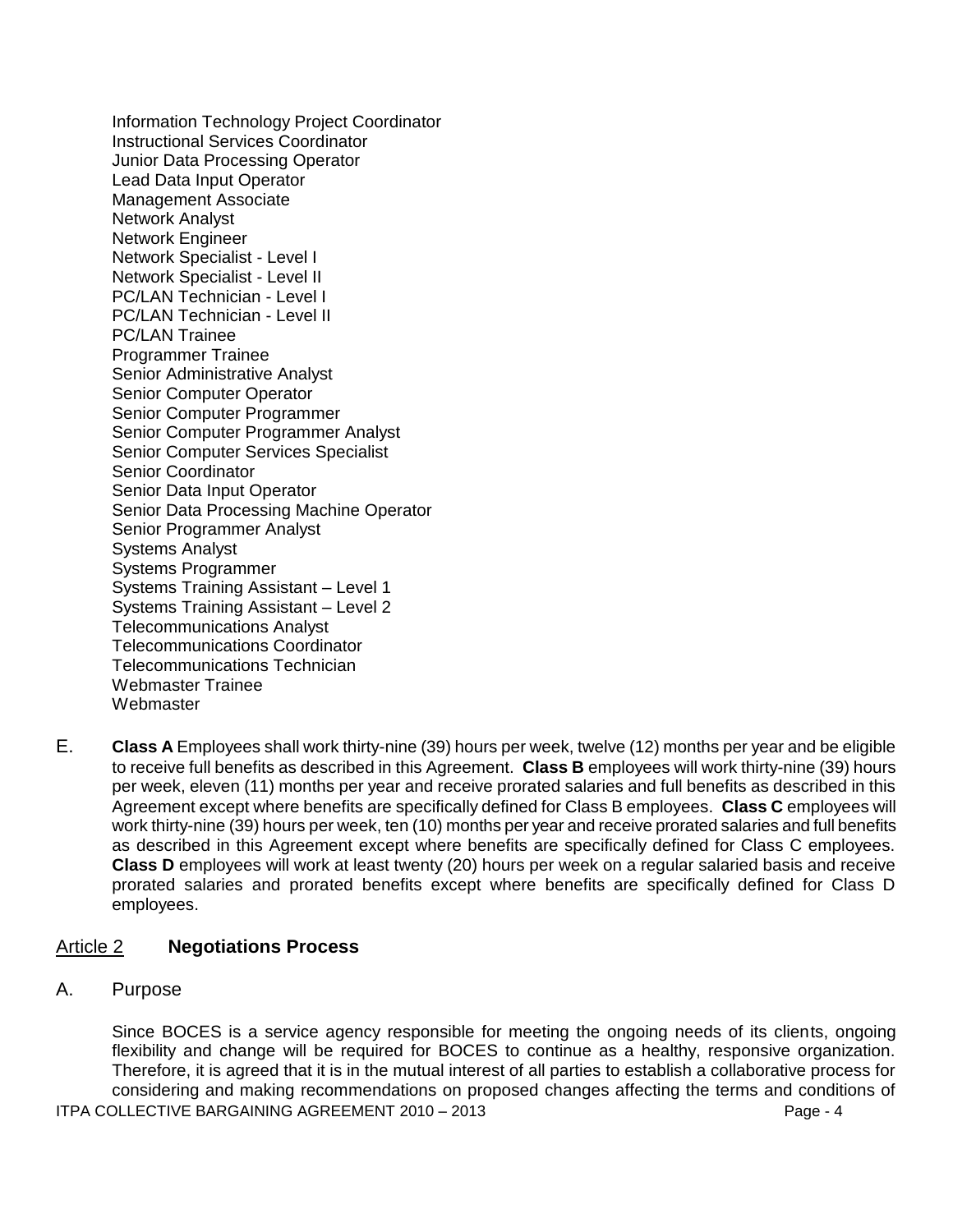Information Technology Project Coordinator
Instructional Services Coordinator
Junior Data Processing Operator
Lead Data Input Operator
Management Associate
Network Analyst
Network Engineer
Network Specialist - Level I
Network Specialist - Level II
PC/LAN Technician - Level I
PC/LAN Technician - Level II
PC/LAN Trainee
Programmer Trainee
Senior Administrative Analyst
Senior Computer Operator
Senior Computer Programmer
Senior Computer Programmer Analyst
Senior Computer Services Specialist
Senior Coordinator
Senior Data Input Operator
Senior Data Processing Machine Operator
Senior Programmer Analyst
Systems Analyst
Systems Programmer
Systems Training Assistant – Level 1
Systems Training Assistant – Level 2
Telecommunications Analyst
Telecommunications Coordinator
Telecommunications Technician
Webmaster Trainee
Webmaster

E. **Class A** Employees shall work thirty-nine (39) hours per week, twelve (12) months per year and be eligible to receive full benefits as described in this Agreement. **Class B** employees will work thirty-nine (39) hours per week, eleven (11) months per year and receive prorated salaries and full benefits as described in this Agreement except where benefits are specifically defined for Class B employees. **Class C** employees will work thirty-nine (39) hours per week, ten (10) months per year and receive prorated salaries and full benefits as described in this Agreement except where benefits are specifically defined for Class C employees. **Class D** employees will work at least twenty (20) hours per week on a regular salaried basis and receive prorated salaries and prorated benefits except where benefits are specifically defined for Class D employees.

## Article 2 **Negotiations Process**

A. Purpose

Since BOCES is a service agency responsible for meeting the ongoing needs of its clients, ongoing flexibility and change will be required for BOCES to continue as a healthy, responsive organization. Therefore, it is agreed that it is in the mutual interest of all parties to establish a collaborative process for considering and making recommendations on proposed changes affecting the terms and conditions of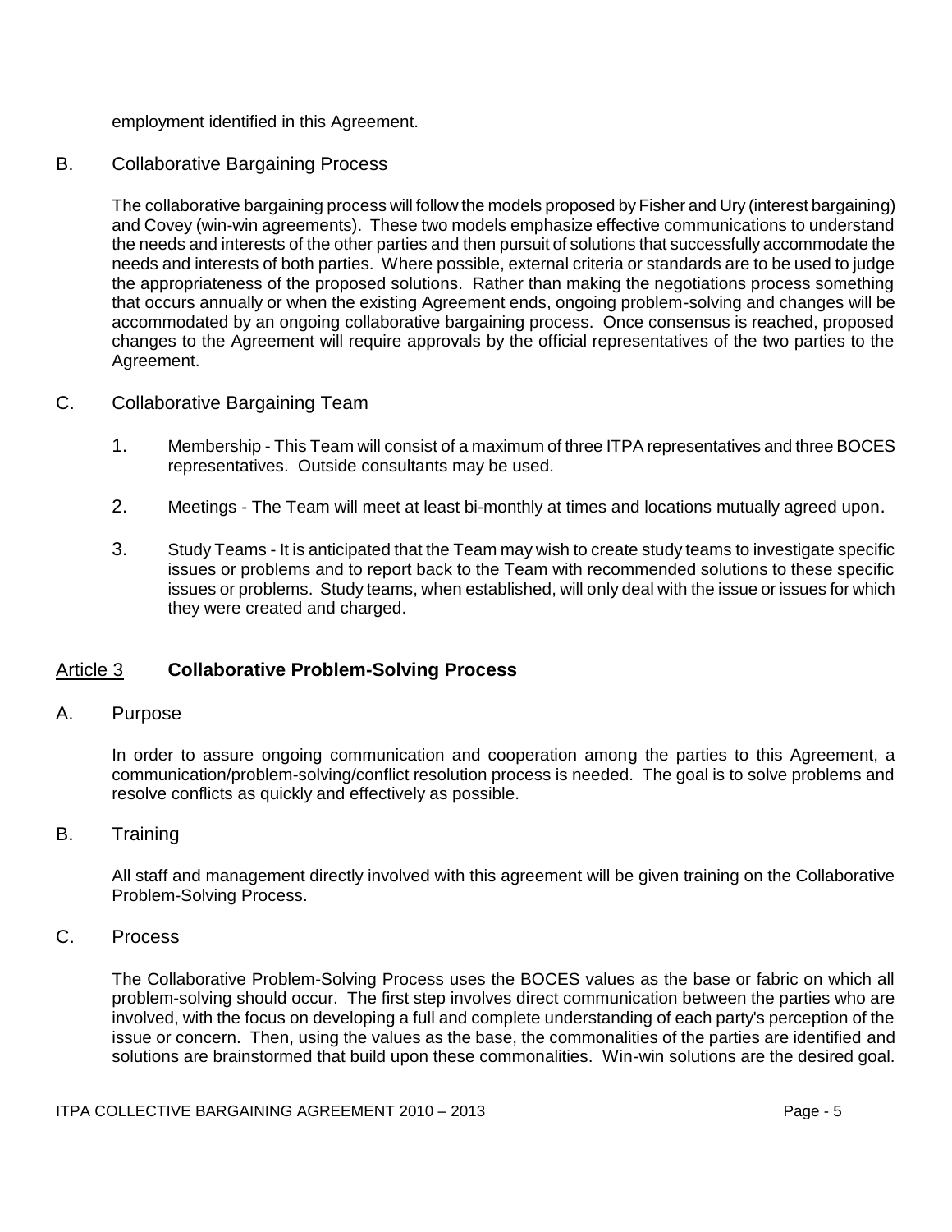employment identified in this Agreement.

B. Collaborative Bargaining Process

The collaborative bargaining process will follow the models proposed by Fisher and Ury (interest bargaining) and Covey (win-win agreements). These two models emphasize effective communications to understand the needs and interests of the other parties and then pursuit of solutions that successfully accommodate the needs and interests of both parties. Where possible, external criteria or standards are to be used to judge the appropriateness of the proposed solutions. Rather than making the negotiations process something that occurs annually or when the existing Agreement ends, ongoing problem-solving and changes will be accommodated by an ongoing collaborative bargaining process. Once consensus is reached, proposed changes to the Agreement will require approvals by the official representatives of the two parties to the Agreement.

C. Collaborative Bargaining Team

1. Membership - This Team will consist of a maximum of three ITPA representatives and three BOCES representatives. Outside consultants may be used.

2. Meetings - The Team will meet at least bi-monthly at times and locations mutually agreed upon.

3. Study Teams - It is anticipated that the Team may wish to create study teams to investigate specific issues or problems and to report back to the Team with recommended solutions to these specific issues or problems. Study teams, when established, will only deal with the issue or issues for which they were created and charged.

## Article 3 **Collaborative Problem-Solving Process**

A. Purpose

In order to assure ongoing communication and cooperation among the parties to this Agreement, a communication/problem-solving/conflict resolution process is needed. The goal is to solve problems and resolve conflicts as quickly and effectively as possible.

B. Training

All staff and management directly involved with this agreement will be given training on the Collaborative Problem-Solving Process.

C. Process

The Collaborative Problem-Solving Process uses the BOCES values as the base or fabric on which all problem-solving should occur. The first step involves direct communication between the parties who are involved, with the focus on developing a full and complete understanding of each party's perception of the issue or concern. Then, using the values as the base, the commonalities of the parties are identified and solutions are brainstormed that build upon these commonalities. Win-win solutions are the desired goal.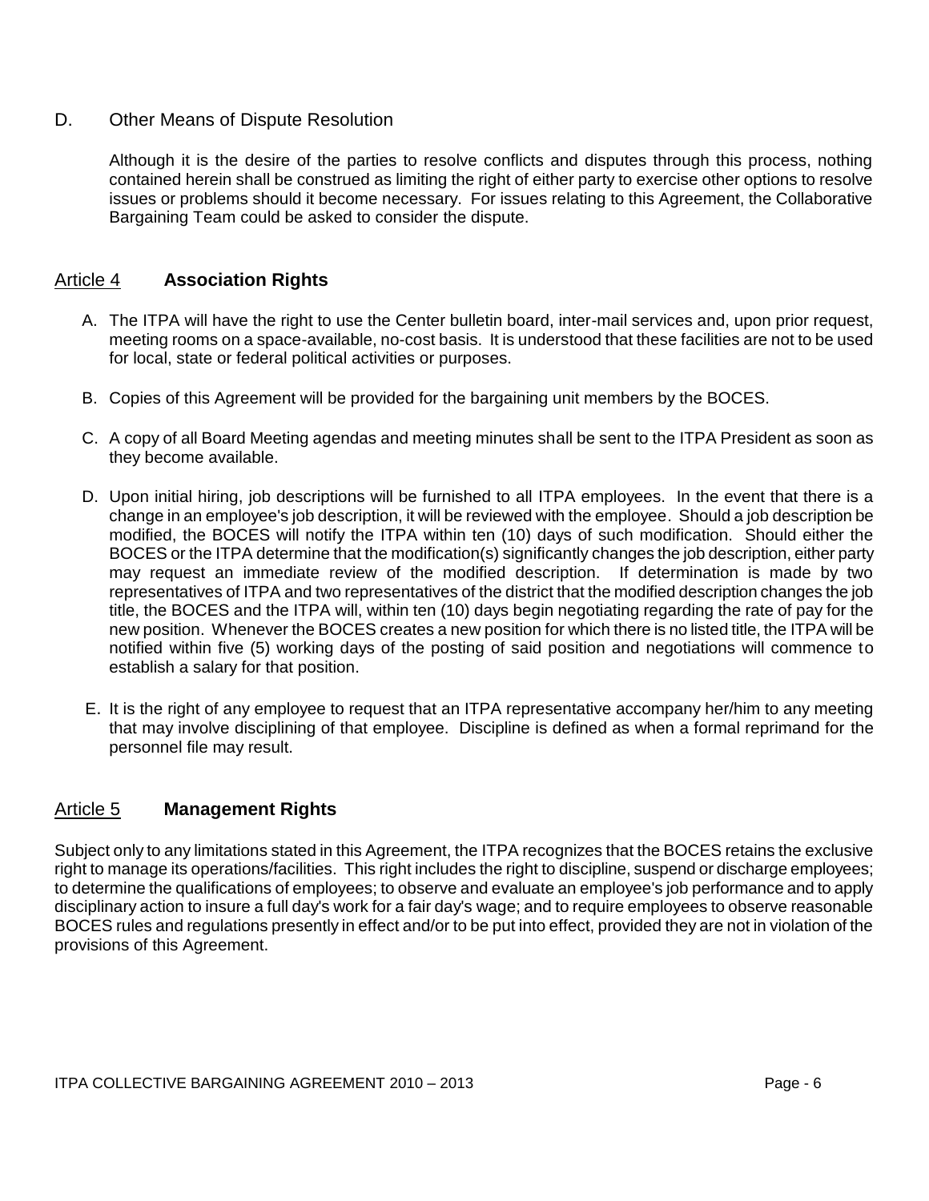### D. Other Means of Dispute Resolution

Although it is the desire of the parties to resolve conflicts and disputes through this process, nothing contained herein shall be construed as limiting the right of either party to exercise other options to resolve issues or problems should it become necessary. For issues relating to this Agreement, the Collaborative Bargaining Team could be asked to consider the dispute.

## Article 4 **Association Rights**

A. The ITPA will have the right to use the Center bulletin board, inter-mail services and, upon prior request, meeting rooms on a space-available, no-cost basis. It is understood that these facilities are not to be used for local, state or federal political activities or purposes.

B. Copies of this Agreement will be provided for the bargaining unit members by the BOCES.

C. A copy of all Board Meeting agendas and meeting minutes shall be sent to the ITPA President as soon as they become available.

D. Upon initial hiring, job descriptions will be furnished to all ITPA employees. In the event that there is a change in an employee's job description, it will be reviewed with the employee. Should a job description be modified, the BOCES will notify the ITPA within ten (10) days of such modification. Should either the BOCES or the ITPA determine that the modification(s) significantly changes the job description, either party may request an immediate review of the modified description. If determination is made by two representatives of ITPA and two representatives of the district that the modified description changes the job title, the BOCES and the ITPA will, within ten (10) days begin negotiating regarding the rate of pay for the new position. Whenever the BOCES creates a new position for which there is no listed title, the ITPA will be notified within five (5) working days of the posting of said position and negotiations will commence to establish a salary for that position.

E. It is the right of any employee to request that an ITPA representative accompany her/him to any meeting that may involve disciplining of that employee. Discipline is defined as when a formal reprimand for the personnel file may result.

## Article 5 **Management Rights**

Subject only to any limitations stated in this Agreement, the ITPA recognizes that the BOCES retains the exclusive right to manage its operations/facilities. This right includes the right to discipline, suspend or discharge employees; to determine the qualifications of employees; to observe and evaluate an employee's job performance and to apply disciplinary action to insure a full day's work for a fair day's wage; and to require employees to observe reasonable BOCES rules and regulations presently in effect and/or to be put into effect, provided they are not in violation of the provisions of this Agreement.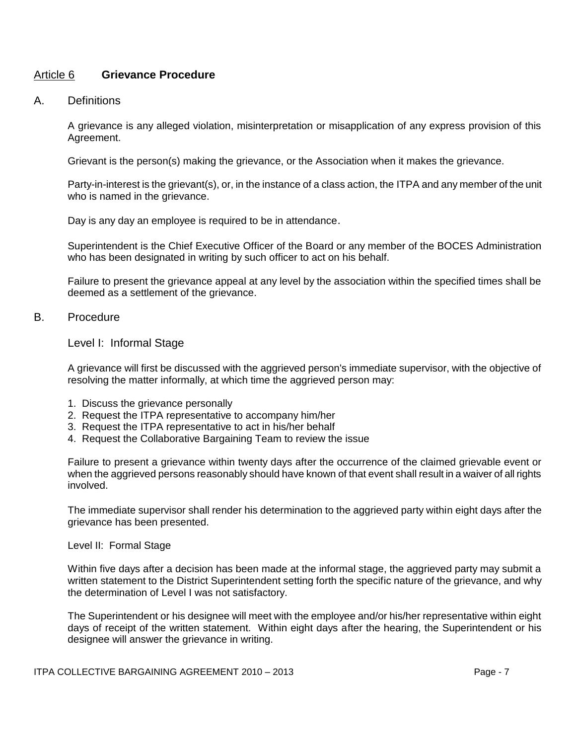## Article 6 **Grievance Procedure**

A. Definitions

A grievance is any alleged violation, misinterpretation or misapplication of any express provision of this Agreement.

Grievant is the person(s) making the grievance, or the Association when it makes the grievance.

Party-in-interest is the grievant(s), or, in the instance of a class action, the ITPA and any member of the unit who is named in the grievance.

Day is any day an employee is required to be in attendance.

Superintendent is the Chief Executive Officer of the Board or any member of the BOCES Administration who has been designated in writing by such officer to act on his behalf.

Failure to present the grievance appeal at any level by the association within the specified times shall be deemed as a settlement of the grievance.

B. Procedure

Level I: Informal Stage

A grievance will first be discussed with the aggrieved person's immediate supervisor, with the objective of resolving the matter informally, at which time the aggrieved person may:

1. Discuss the grievance personally
2. Request the ITPA representative to accompany him/her
3. Request the ITPA representative to act in his/her behalf
4. Request the Collaborative Bargaining Team to review the issue

Failure to present a grievance within twenty days after the occurrence of the claimed grievable event or when the aggrieved persons reasonably should have known of that event shall result in a waiver of all rights involved.

The immediate supervisor shall render his determination to the aggrieved party within eight days after the grievance has been presented.

Level II: Formal Stage

Within five days after a decision has been made at the informal stage, the aggrieved party may submit a written statement to the District Superintendent setting forth the specific nature of the grievance, and why the determination of Level I was not satisfactory.

The Superintendent or his designee will meet with the employee and/or his/her representative within eight days of receipt of the written statement. Within eight days after the hearing, the Superintendent or his designee will answer the grievance in writing.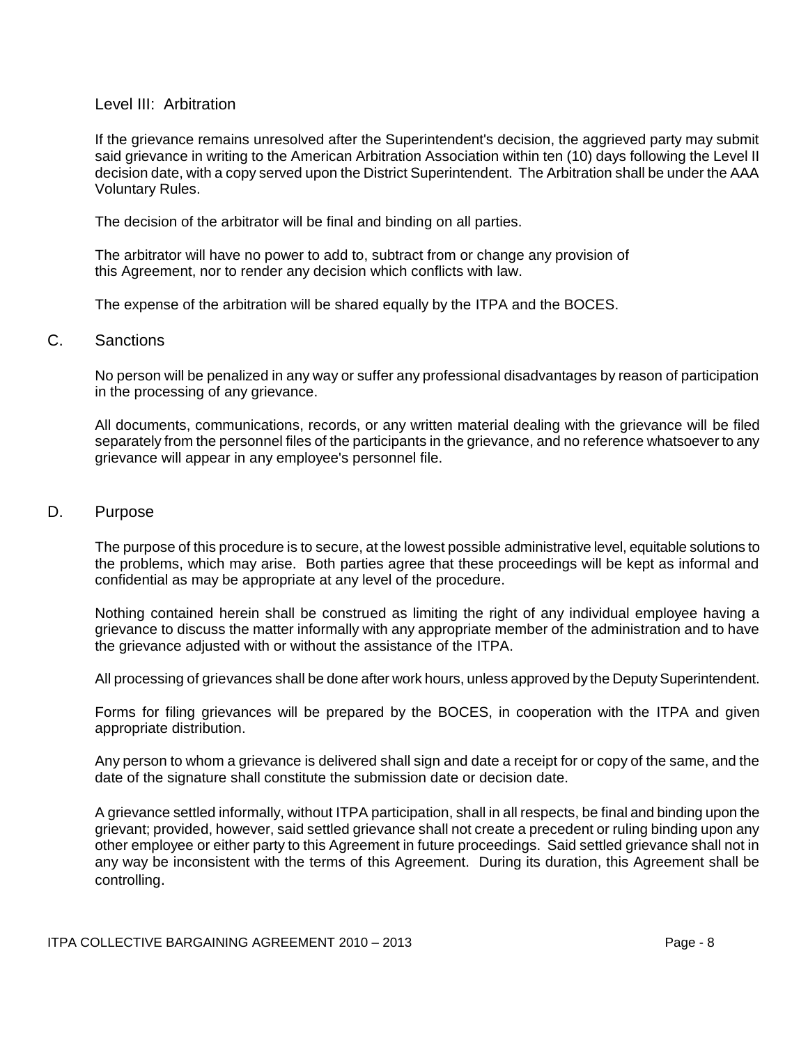### Level III: Arbitration

If the grievance remains unresolved after the Superintendent's decision, the aggrieved party may submit said grievance in writing to the American Arbitration Association within ten (10) days following the Level II decision date, with a copy served upon the District Superintendent. The Arbitration shall be under the AAA Voluntary Rules.

The decision of the arbitrator will be final and binding on all parties.

The arbitrator will have no power to add to, subtract from or change any provision of this Agreement, nor to render any decision which conflicts with law.

The expense of the arbitration will be shared equally by the ITPA and the BOCES.

## C. Sanctions

No person will be penalized in any way or suffer any professional disadvantages by reason of participation in the processing of any grievance.

All documents, communications, records, or any written material dealing with the grievance will be filed separately from the personnel files of the participants in the grievance, and no reference whatsoever to any grievance will appear in any employee's personnel file.

## D. Purpose

The purpose of this procedure is to secure, at the lowest possible administrative level, equitable solutions to the problems, which may arise. Both parties agree that these proceedings will be kept as informal and confidential as may be appropriate at any level of the procedure.

Nothing contained herein shall be construed as limiting the right of any individual employee having a grievance to discuss the matter informally with any appropriate member of the administration and to have the grievance adjusted with or without the assistance of the ITPA.

All processing of grievances shall be done after work hours, unless approved by the Deputy Superintendent.

Forms for filing grievances will be prepared by the BOCES, in cooperation with the ITPA and given appropriate distribution.

Any person to whom a grievance is delivered shall sign and date a receipt for or copy of the same, and the date of the signature shall constitute the submission date or decision date.

A grievance settled informally, without ITPA participation, shall in all respects, be final and binding upon the grievant; provided, however, said settled grievance shall not create a precedent or ruling binding upon any other employee or either party to this Agreement in future proceedings. Said settled grievance shall not in any way be inconsistent with the terms of this Agreement. During its duration, this Agreement shall be controlling.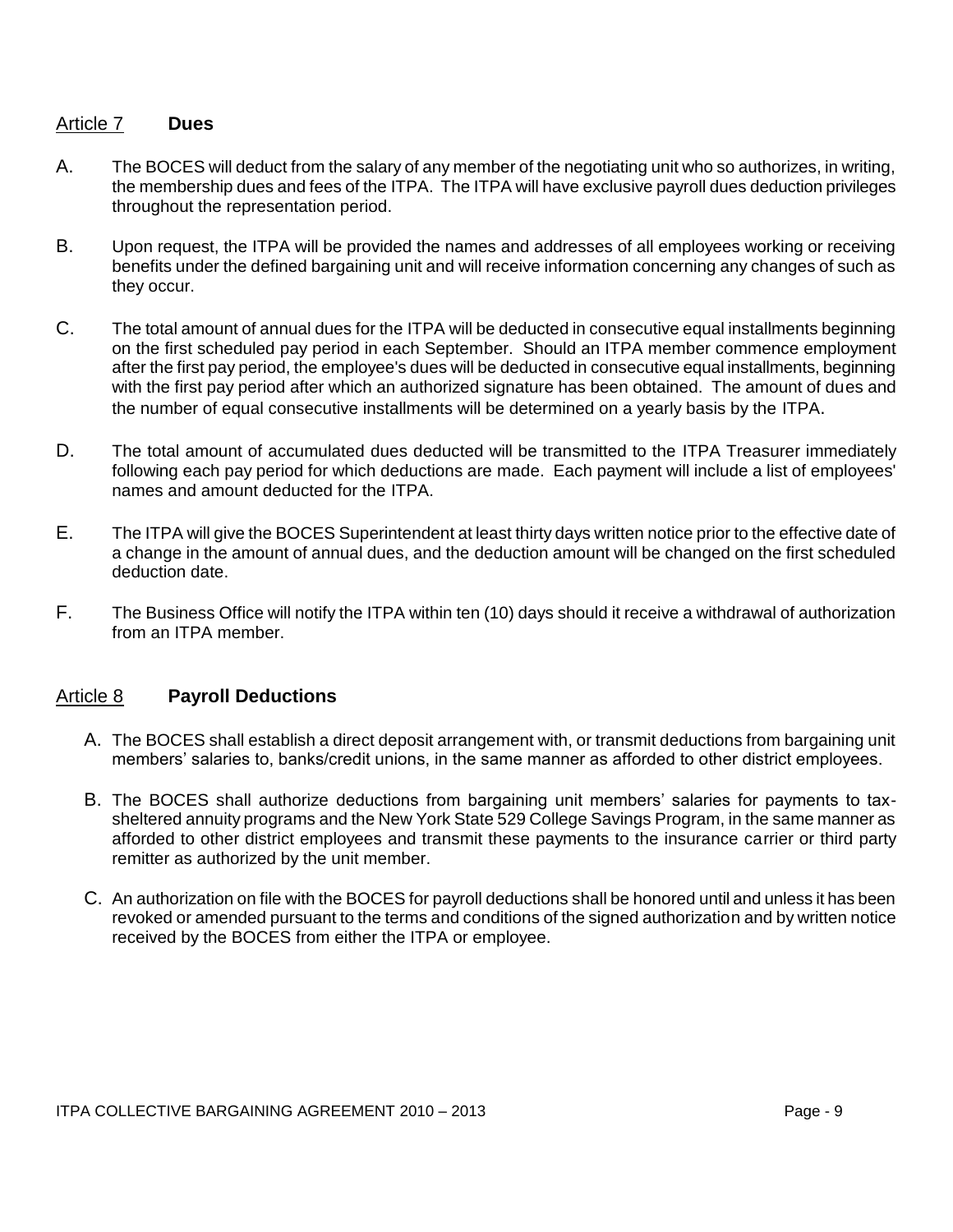## Article 7 **Dues**

A. The BOCES will deduct from the salary of any member of the negotiating unit who so authorizes, in writing, the membership dues and fees of the ITPA. The ITPA will have exclusive payroll dues deduction privileges throughout the representation period.

B. Upon request, the ITPA will be provided the names and addresses of all employees working or receiving benefits under the defined bargaining unit and will receive information concerning any changes of such as they occur.

C. The total amount of annual dues for the ITPA will be deducted in consecutive equal installments beginning on the first scheduled pay period in each September. Should an ITPA member commence employment after the first pay period, the employee's dues will be deducted in consecutive equal installments, beginning with the first pay period after which an authorized signature has been obtained. The amount of dues and the number of equal consecutive installments will be determined on a yearly basis by the ITPA.

D. The total amount of accumulated dues deducted will be transmitted to the ITPA Treasurer immediately following each pay period for which deductions are made. Each payment will include a list of employees' names and amount deducted for the ITPA.

E. The ITPA will give the BOCES Superintendent at least thirty days written notice prior to the effective date of a change in the amount of annual dues, and the deduction amount will be changed on the first scheduled deduction date.

F. The Business Office will notify the ITPA within ten (10) days should it receive a withdrawal of authorization from an ITPA member.

## Article 8 **Payroll Deductions**

A. The BOCES shall establish a direct deposit arrangement with, or transmit deductions from bargaining unit members' salaries to, banks/credit unions, in the same manner as afforded to other district employees.

B. The BOCES shall authorize deductions from bargaining unit members' salaries for payments to tax-sheltered annuity programs and the New York State 529 College Savings Program, in the same manner as afforded to other district employees and transmit these payments to the insurance carrier or third party remitter as authorized by the unit member.

C. An authorization on file with the BOCES for payroll deductions shall be honored until and unless it has been revoked or amended pursuant to the terms and conditions of the signed authorization and by written notice received by the BOCES from either the ITPA or employee.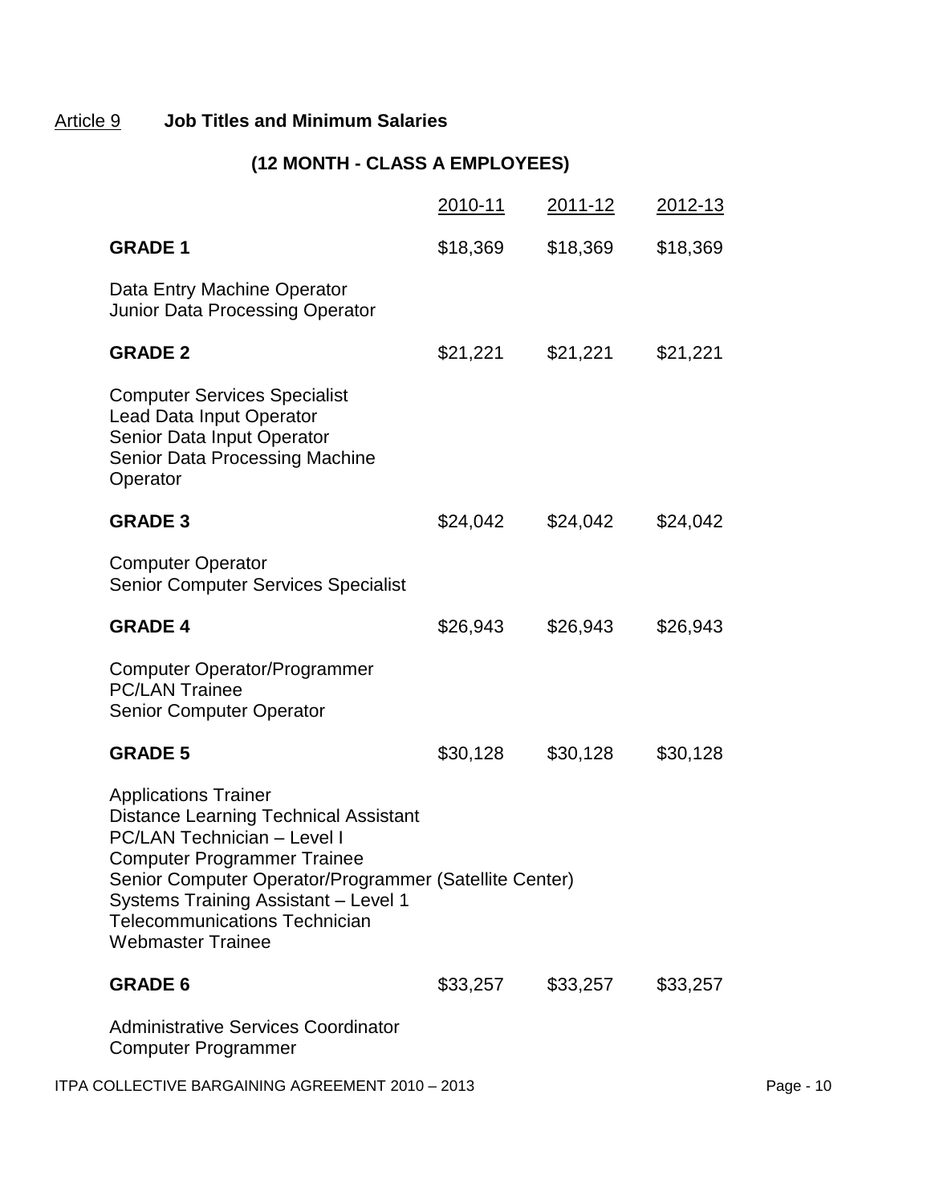## Article 9 **Job Titles and Minimum Salaries**

### (12 MONTH - CLASS A EMPLOYEES)

| | 2010-11 | 2011-12 | 2012-13 |
|---|---|---|---|
| **GRADE 1** | $18,369 | $18,369 | $18,369 |
| Data Entry Machine Operator<br>Junior Data Processing Operator | | | |
| **GRADE 2** | $21,221 | $21,221 | $21,221 |
| Computer Services Specialist<br>Lead Data Input Operator<br>Senior Data Input Operator<br>Senior Data Processing Machine Operator | | | |
| **GRADE 3** | $24,042 | $24,042 | $24,042 |
| Computer Operator<br>Senior Computer Services Specialist | | | |
| **GRADE 4** | $26,943 | $26,943 | $26,943 |
| Computer Operator/Programmer<br>PC/LAN Trainee<br>Senior Computer Operator | | | |
| **GRADE 5** | $30,128 | $30,128 | $30,128 |
| Applications Trainer<br>Distance Learning Technical Assistant<br>PC/LAN Technician – Level I<br>Computer Programmer Trainee<br>Senior Computer Operator/Programmer (Satellite Center)<br>Systems Training Assistant – Level 1<br>Telecommunications Technician<br>Webmaster Trainee | | | |
| **GRADE 6** | $33,257 | $33,257 | $33,257 |
| Administrative Services Coordinator<br>Computer Programmer | | | |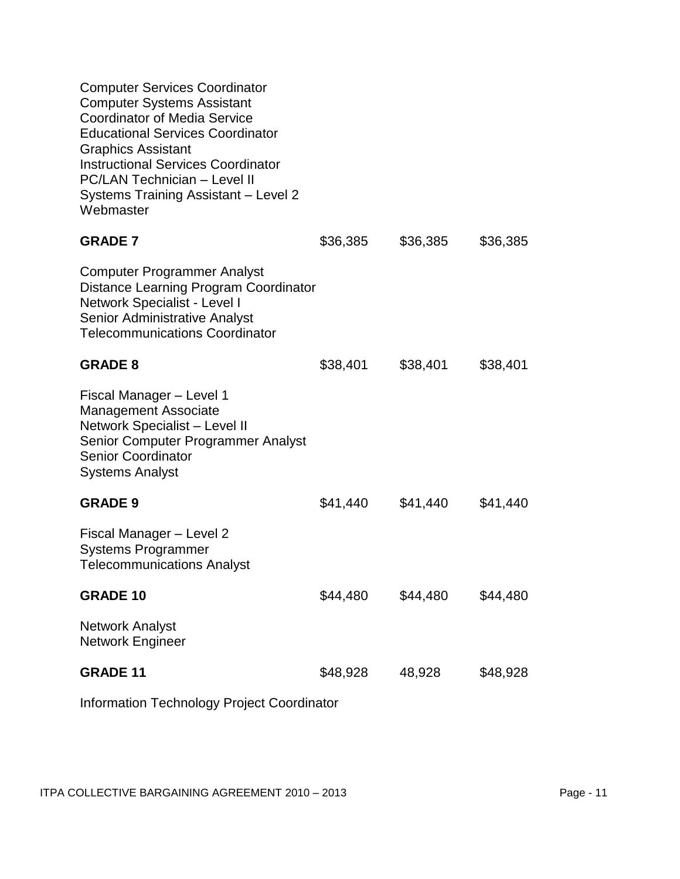Computer Services Coordinator
Computer Systems Assistant
Coordinator of Media Service
Educational Services Coordinator
Graphics Assistant
Instructional Services Coordinator
PC/LAN Technician – Level II
Systems Training Assistant – Level 2
Webmaster

| **GRADE 7** | $36,385 | $36,385 | $36,385 |
|---|---|---|---|

Computer Programmer Analyst
Distance Learning Program Coordinator
Network Specialist - Level I
Senior Administrative Analyst
Telecommunications Coordinator

| **GRADE 8** | $38,401 | $38,401 | $38,401 |
|---|---|---|---|

Fiscal Manager – Level 1
Management Associate
Network Specialist – Level II
Senior Computer Programmer Analyst
Senior Coordinator
Systems Analyst

| **GRADE 9** | $41,440 | $41,440 | $41,440 |
|---|---|---|---|

Fiscal Manager – Level 2
Systems Programmer
Telecommunications Analyst

| **GRADE 10** | $44,480 | $44,480 | $44,480 |
|---|---|---|---|

Network Analyst
Network Engineer

| **GRADE 11** | $48,928 | 48,928 | $48,928 |
|---|---|---|---|

Information Technology Project Coordinator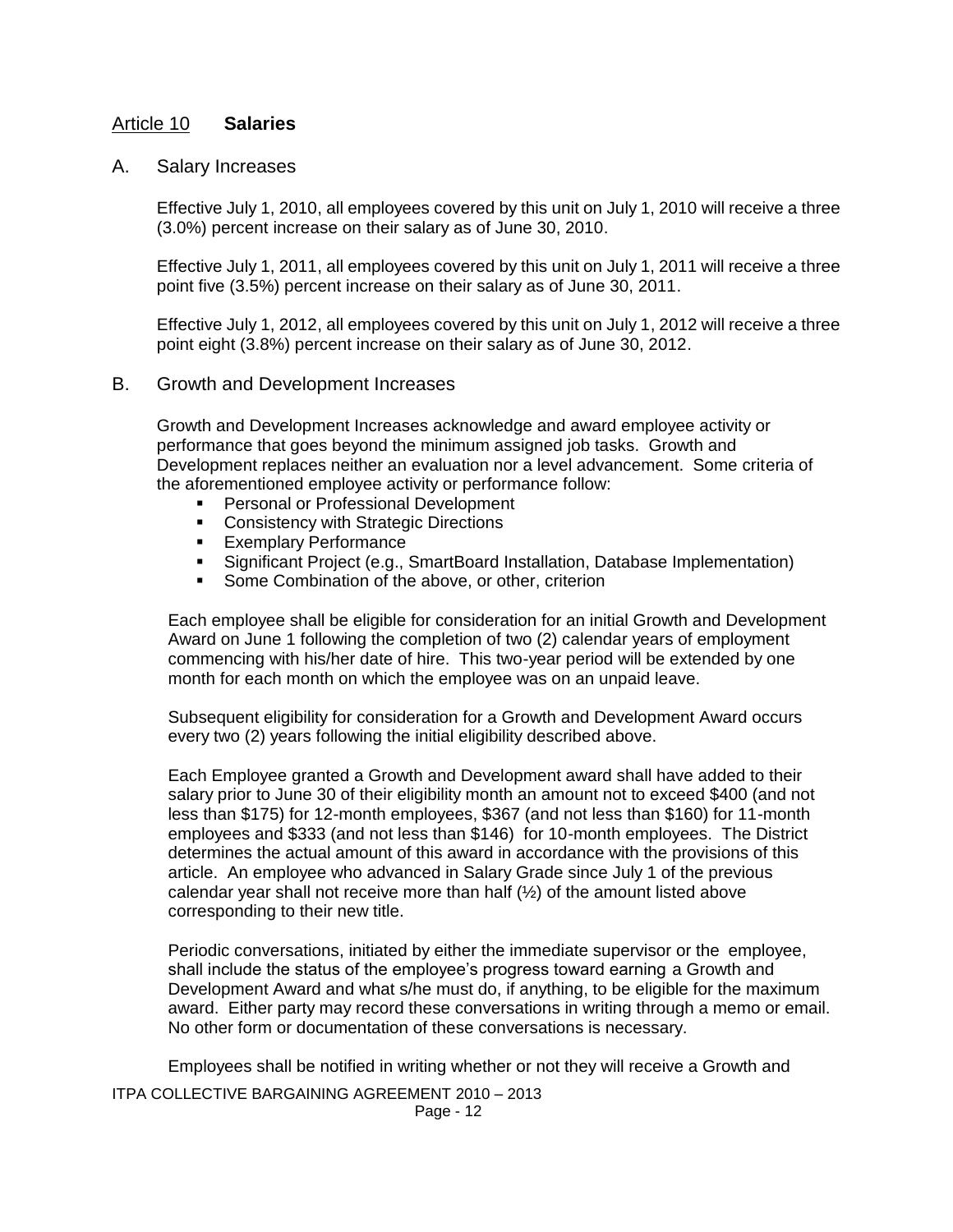## Article 10 **Salaries**

### A. Salary Increases

Effective July 1, 2010, all employees covered by this unit on July 1, 2010 will receive a three (3.0%) percent increase on their salary as of June 30, 2010.

Effective July 1, 2011, all employees covered by this unit on July 1, 2011 will receive a three point five (3.5%) percent increase on their salary as of June 30, 2011.

Effective July 1, 2012, all employees covered by this unit on July 1, 2012 will receive a three point eight (3.8%) percent increase on their salary as of June 30, 2012.

### B. Growth and Development Increases

Growth and Development Increases acknowledge and award employee activity or performance that goes beyond the minimum assigned job tasks. Growth and Development replaces neither an evaluation nor a level advancement. Some criteria of the aforementioned employee activity or performance follow:

- Personal or Professional Development
- Consistency with Strategic Directions
- Exemplary Performance
- Significant Project (e.g., SmartBoard Installation, Database Implementation)
- Some Combination of the above, or other, criterion

Each employee shall be eligible for consideration for an initial Growth and Development Award on June 1 following the completion of two (2) calendar years of employment commencing with his/her date of hire. This two-year period will be extended by one month for each month on which the employee was on an unpaid leave.

Subsequent eligibility for consideration for a Growth and Development Award occurs every two (2) years following the initial eligibility described above.

Each Employee granted a Growth and Development award shall have added to their salary prior to June 30 of their eligibility month an amount not to exceed $400 (and not less than $175) for 12-month employees, $367 (and not less than $160) for 11-month employees and $333 (and not less than $146) for 10-month employees. The District determines the actual amount of this award in accordance with the provisions of this article. An employee who advanced in Salary Grade since July 1 of the previous calendar year shall not receive more than half (½) of the amount listed above corresponding to their new title.

Periodic conversations, initiated by either the immediate supervisor or the employee, shall include the status of the employee's progress toward earning a Growth and Development Award and what s/he must do, if anything, to be eligible for the maximum award. Either party may record these conversations in writing through a memo or email. No other form or documentation of these conversations is necessary.

Employees shall be notified in writing whether or not they will receive a Growth and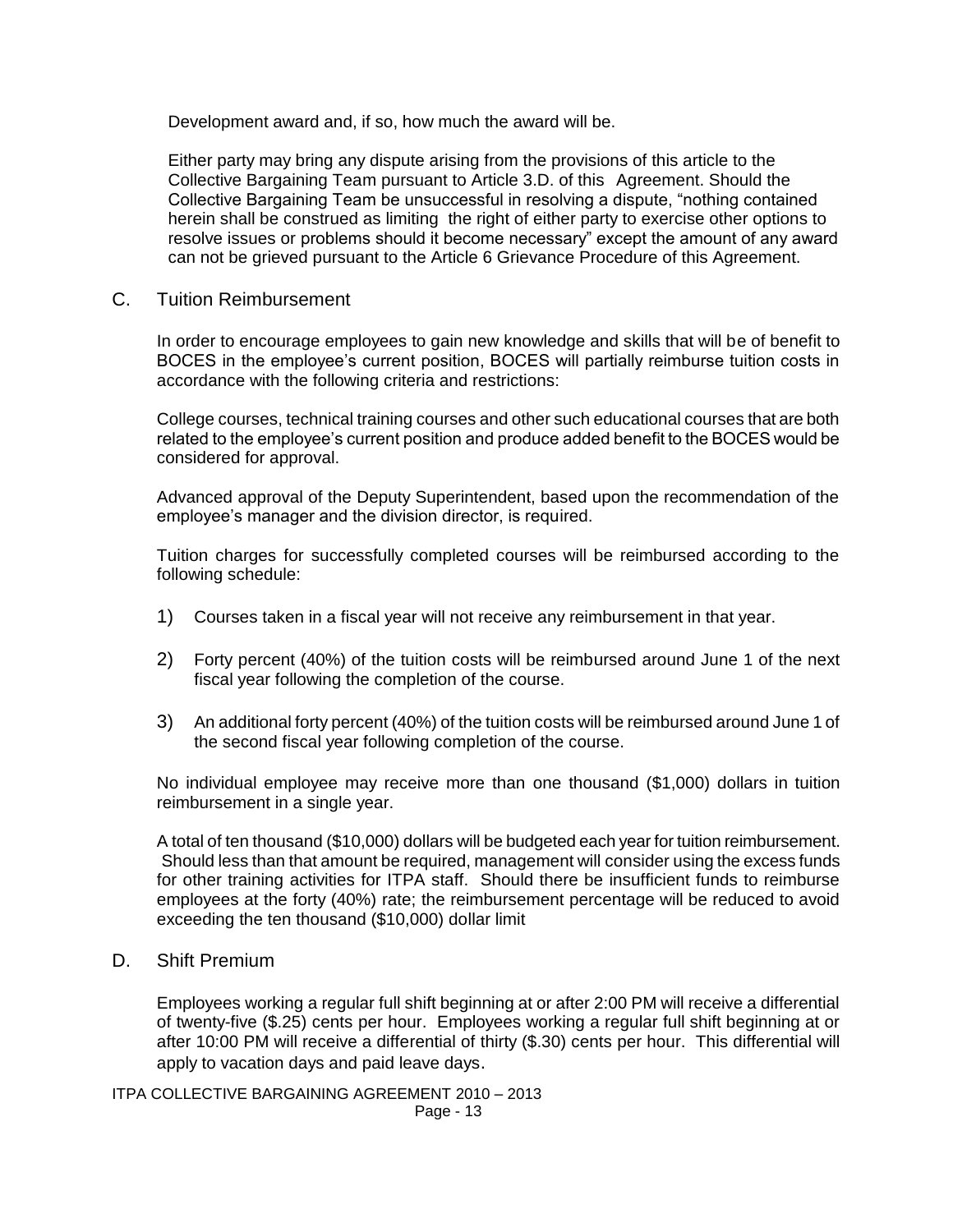Development award and, if so, how much the award will be.

Either party may bring any dispute arising from the provisions of this article to the Collective Bargaining Team pursuant to Article 3.D. of this Agreement. Should the Collective Bargaining Team be unsuccessful in resolving a dispute, "nothing contained herein shall be construed as limiting the right of either party to exercise other options to resolve issues or problems should it become necessary" except the amount of any award can not be grieved pursuant to the Article 6 Grievance Procedure of this Agreement.

## C. Tuition Reimbursement

In order to encourage employees to gain new knowledge and skills that will be of benefit to BOCES in the employee's current position, BOCES will partially reimburse tuition costs in accordance with the following criteria and restrictions:

College courses, technical training courses and other such educational courses that are both related to the employee's current position and produce added benefit to the BOCES would be considered for approval.

Advanced approval of the Deputy Superintendent, based upon the recommendation of the employee's manager and the division director, is required.

Tuition charges for successfully completed courses will be reimbursed according to the following schedule:

1) Courses taken in a fiscal year will not receive any reimbursement in that year.

2) Forty percent (40%) of the tuition costs will be reimbursed around June 1 of the next fiscal year following the completion of the course.

3) An additional forty percent (40%) of the tuition costs will be reimbursed around June 1 of the second fiscal year following completion of the course.

No individual employee may receive more than one thousand ($1,000) dollars in tuition reimbursement in a single year.

A total of ten thousand ($10,000) dollars will be budgeted each year for tuition reimbursement. Should less than that amount be required, management will consider using the excess funds for other training activities for ITPA staff. Should there be insufficient funds to reimburse employees at the forty (40%) rate; the reimbursement percentage will be reduced to avoid exceeding the ten thousand ($10,000) dollar limit

## D. Shift Premium

Employees working a regular full shift beginning at or after 2:00 PM will receive a differential of twenty-five ($.25) cents per hour. Employees working a regular full shift beginning at or after 10:00 PM will receive a differential of thirty ($.30) cents per hour. This differential will apply to vacation days and paid leave days.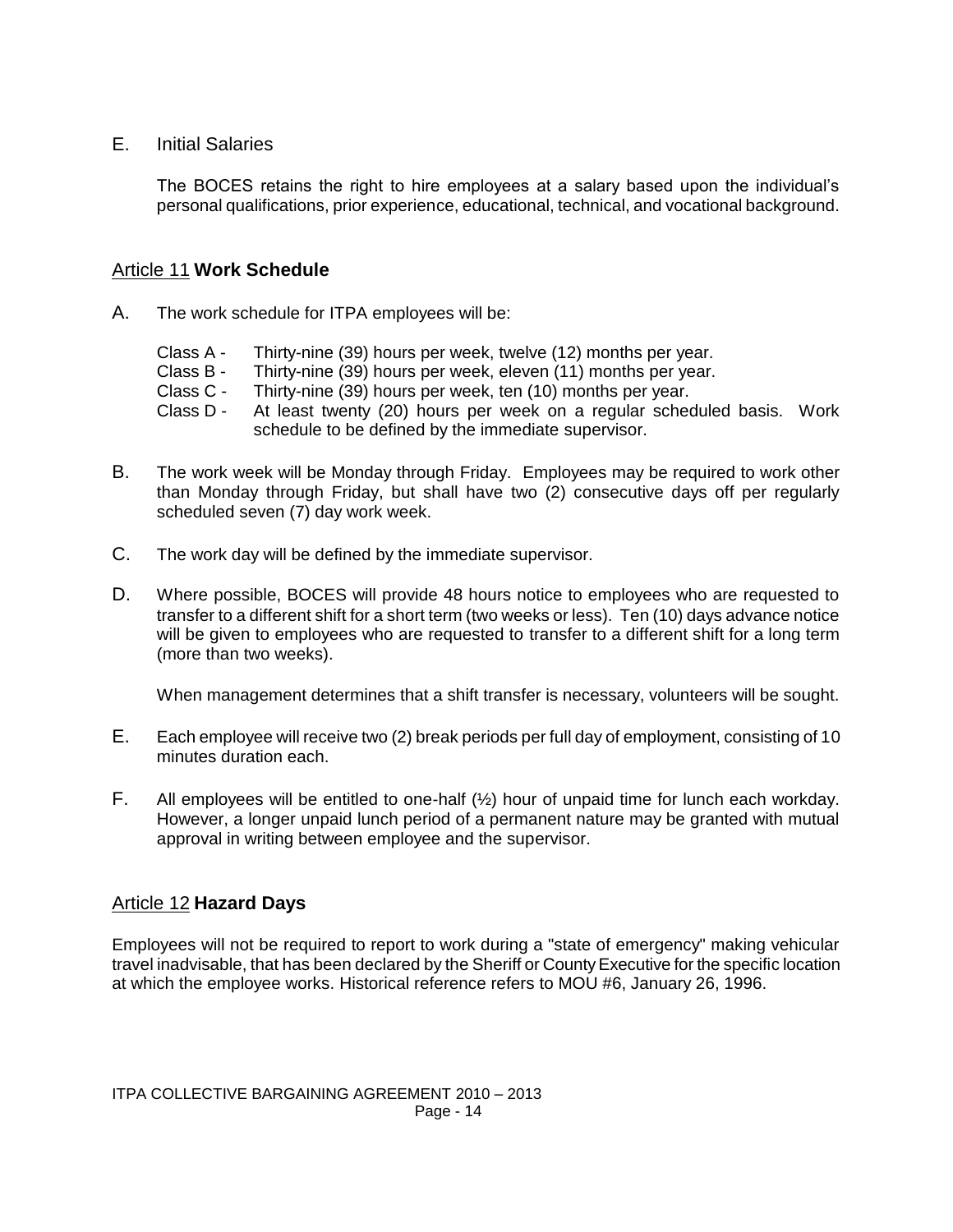E. Initial Salaries

The BOCES retains the right to hire employees at a salary based upon the individual's personal qualifications, prior experience, educational, technical, and vocational background.

## Article 11 **Work Schedule**

A. The work schedule for ITPA employees will be:

   Class A - Thirty-nine (39) hours per week, twelve (12) months per year.
   Class B - Thirty-nine (39) hours per week, eleven (11) months per year.
   Class C - Thirty-nine (39) hours per week, ten (10) months per year.
   Class D - At least twenty (20) hours per week on a regular scheduled basis. Work schedule to be defined by the immediate supervisor.

B. The work week will be Monday through Friday. Employees may be required to work other than Monday through Friday, but shall have two (2) consecutive days off per regularly scheduled seven (7) day work week.

C. The work day will be defined by the immediate supervisor.

D. Where possible, BOCES will provide 48 hours notice to employees who are requested to transfer to a different shift for a short term (two weeks or less). Ten (10) days advance notice will be given to employees who are requested to transfer to a different shift for a long term (more than two weeks).

   When management determines that a shift transfer is necessary, volunteers will be sought.

E. Each employee will receive two (2) break periods per full day of employment, consisting of 10 minutes duration each.

F. All employees will be entitled to one-half (½) hour of unpaid time for lunch each workday. However, a longer unpaid lunch period of a permanent nature may be granted with mutual approval in writing between employee and the supervisor.

## Article 12 **Hazard Days**

Employees will not be required to report to work during a "state of emergency" making vehicular travel inadvisable, that has been declared by the Sheriff or County Executive for the specific location at which the employee works. Historical reference refers to MOU #6, January 26, 1996.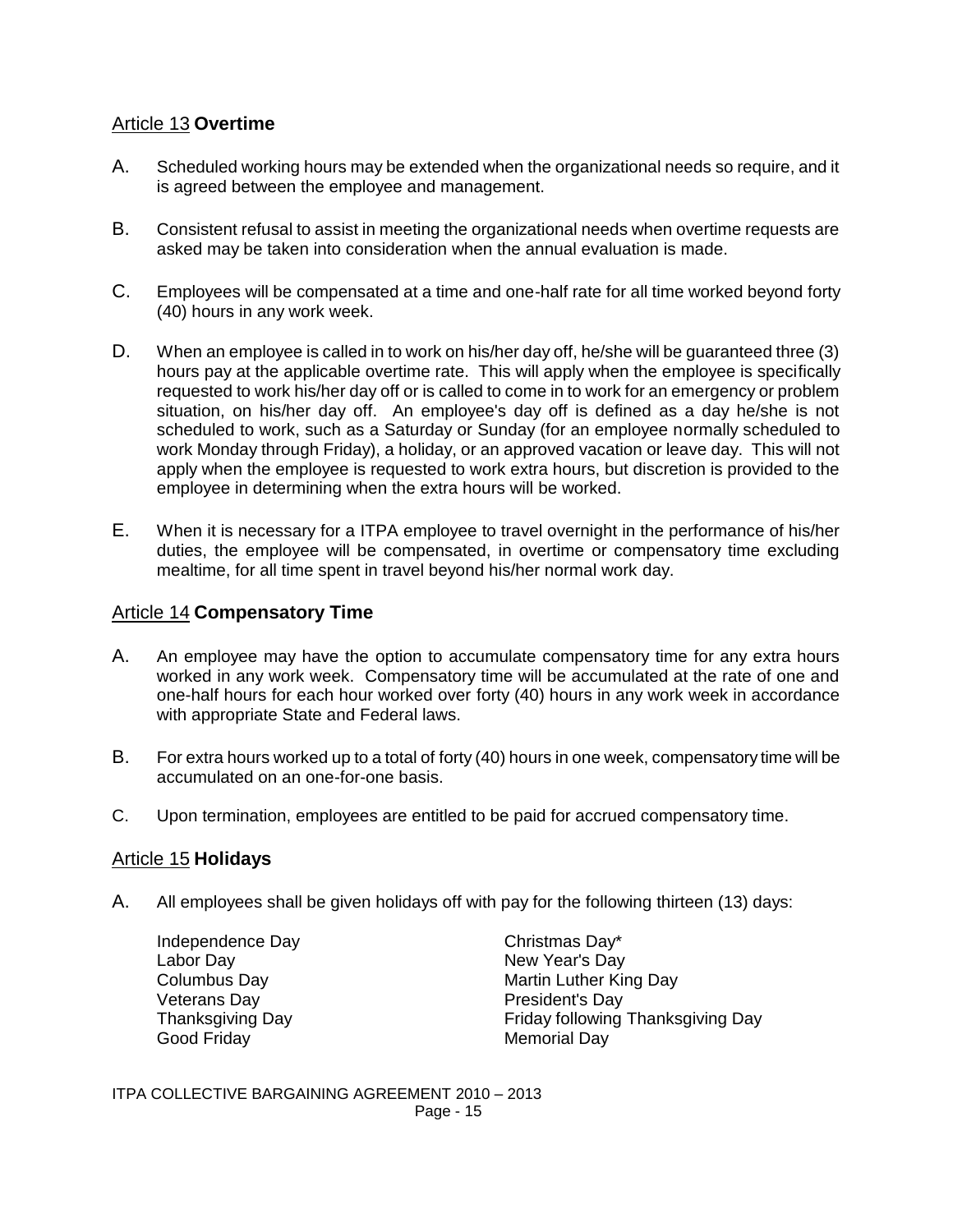## Article 13 **Overtime**

A. Scheduled working hours may be extended when the organizational needs so require, and it is agreed between the employee and management.

B. Consistent refusal to assist in meeting the organizational needs when overtime requests are asked may be taken into consideration when the annual evaluation is made.

C. Employees will be compensated at a time and one-half rate for all time worked beyond forty (40) hours in any work week.

D. When an employee is called in to work on his/her day off, he/she will be guaranteed three (3) hours pay at the applicable overtime rate. This will apply when the employee is specifically requested to work his/her day off or is called to come in to work for an emergency or problem situation, on his/her day off. An employee's day off is defined as a day he/she is not scheduled to work, such as a Saturday or Sunday (for an employee normally scheduled to work Monday through Friday), a holiday, or an approved vacation or leave day. This will not apply when the employee is requested to work extra hours, but discretion is provided to the employee in determining when the extra hours will be worked.

E. When it is necessary for a ITPA employee to travel overnight in the performance of his/her duties, the employee will be compensated, in overtime or compensatory time excluding mealtime, for all time spent in travel beyond his/her normal work day.

## Article 14 **Compensatory Time**

A. An employee may have the option to accumulate compensatory time for any extra hours worked in any work week. Compensatory time will be accumulated at the rate of one and one-half hours for each hour worked over forty (40) hours in any work week in accordance with appropriate State and Federal laws.

B. For extra hours worked up to a total of forty (40) hours in one week, compensatory time will be accumulated on an one-for-one basis.

C. Upon termination, employees are entitled to be paid for accrued compensatory time.

## Article 15 **Holidays**

A. All employees shall be given holidays off with pay for the following thirteen (13) days:

Independence Day
Labor Day
Columbus Day
Veterans Day
Thanksgiving Day
Good Friday
Christmas Day*
New Year's Day
Martin Luther King Day
President's Day
Friday following Thanksgiving Day
Memorial Day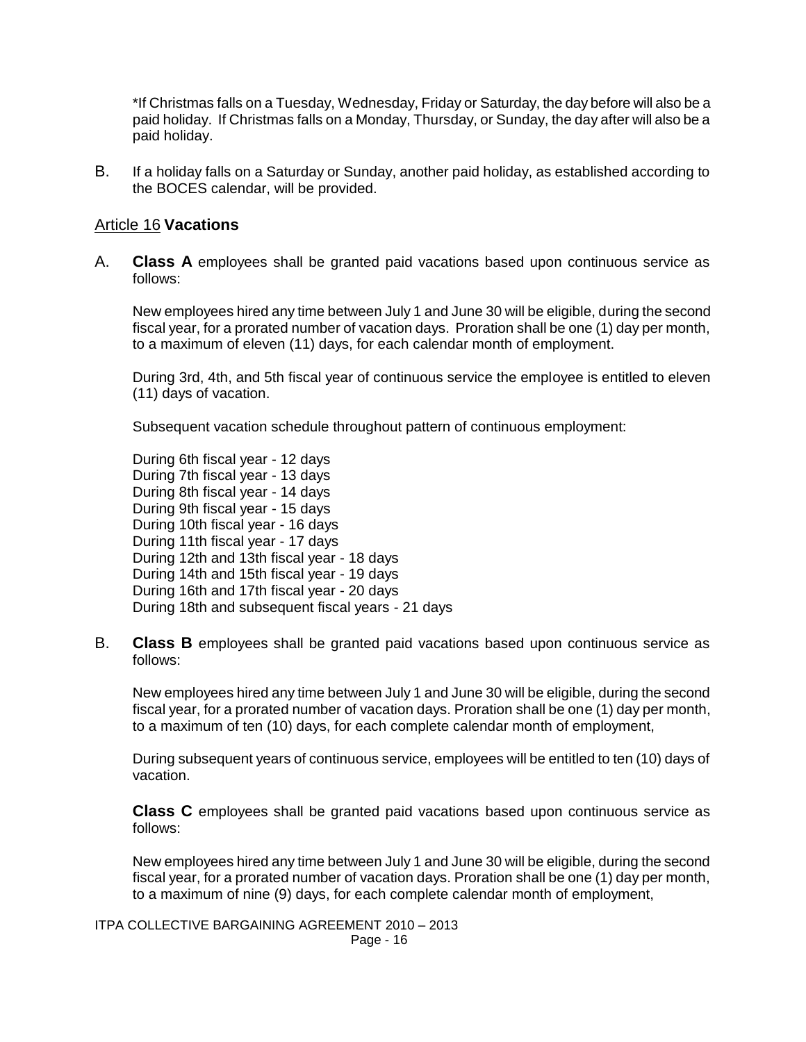*If Christmas falls on a Tuesday, Wednesday, Friday or Saturday, the day before will also be a paid holiday. If Christmas falls on a Monday, Thursday, or Sunday, the day after will also be a paid holiday.

B. If a holiday falls on a Saturday or Sunday, another paid holiday, as established according to the BOCES calendar, will be provided.

## Article 16 **Vacations**

A. **Class A** employees shall be granted paid vacations based upon continuous service as follows:

New employees hired any time between July 1 and June 30 will be eligible, during the second fiscal year, for a prorated number of vacation days. Proration shall be one (1) day per month, to a maximum of eleven (11) days, for each calendar month of employment.

During 3rd, 4th, and 5th fiscal year of continuous service the employee is entitled to eleven (11) days of vacation.

Subsequent vacation schedule throughout pattern of continuous employment:

During 6th fiscal year - 12 days
During 7th fiscal year - 13 days
During 8th fiscal year - 14 days
During 9th fiscal year - 15 days
During 10th fiscal year - 16 days
During 11th fiscal year - 17 days
During 12th and 13th fiscal year - 18 days
During 14th and 15th fiscal year - 19 days
During 16th and 17th fiscal year - 20 days
During 18th and subsequent fiscal years - 21 days

B. **Class B** employees shall be granted paid vacations based upon continuous service as follows:

New employees hired any time between July 1 and June 30 will be eligible, during the second fiscal year, for a prorated number of vacation days. Proration shall be one (1) day per month, to a maximum of ten (10) days, for each complete calendar month of employment,

During subsequent years of continuous service, employees will be entitled to ten (10) days of vacation.

**Class C** employees shall be granted paid vacations based upon continuous service as follows:

New employees hired any time between July 1 and June 30 will be eligible, during the second fiscal year, for a prorated number of vacation days. Proration shall be one (1) day per month, to a maximum of nine (9) days, for each complete calendar month of employment,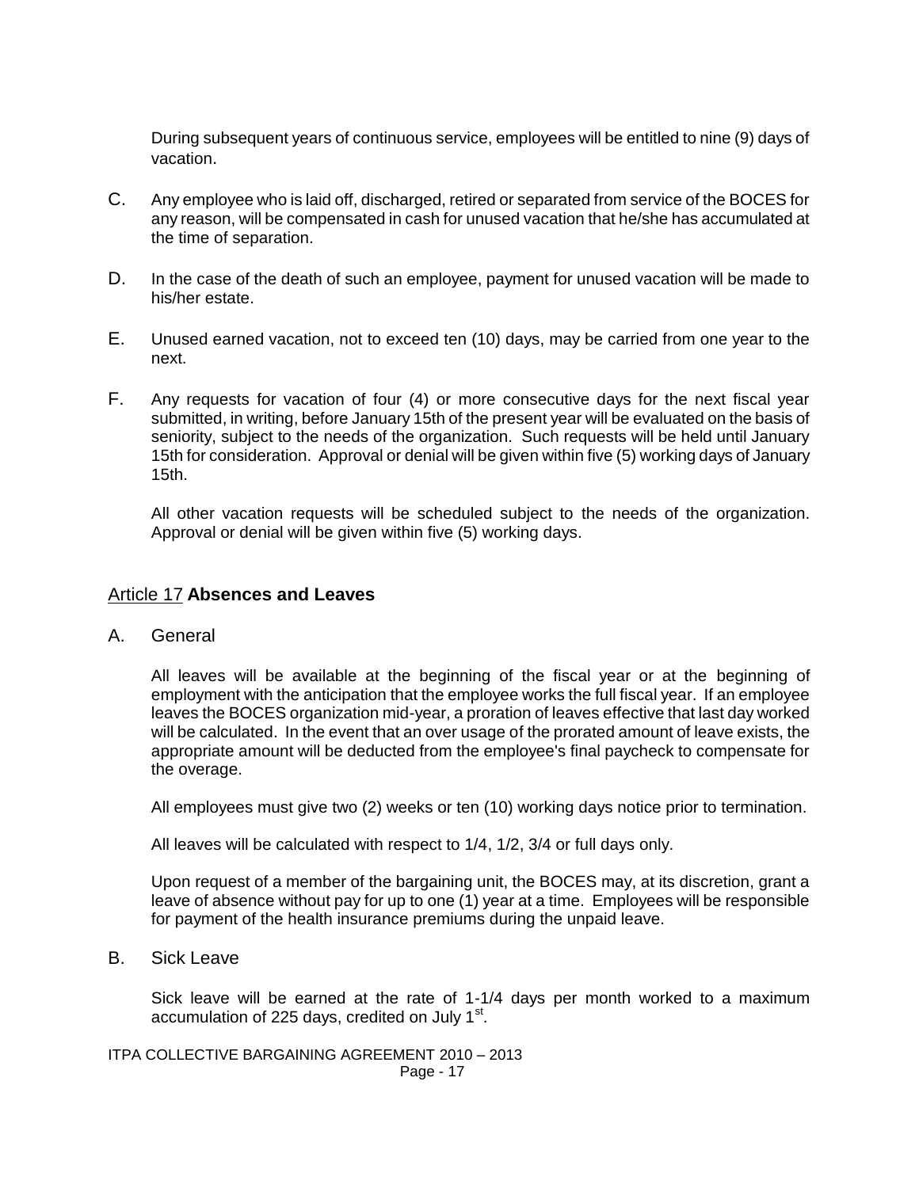During subsequent years of continuous service, employees will be entitled to nine (9) days of vacation.

C. Any employee who is laid off, discharged, retired or separated from service of the BOCES for any reason, will be compensated in cash for unused vacation that he/she has accumulated at the time of separation.

D. In the case of the death of such an employee, payment for unused vacation will be made to his/her estate.

E. Unused earned vacation, not to exceed ten (10) days, may be carried from one year to the next.

F. Any requests for vacation of four (4) or more consecutive days for the next fiscal year submitted, in writing, before January 15th of the present year will be evaluated on the basis of seniority, subject to the needs of the organization. Such requests will be held until January 15th for consideration. Approval or denial will be given within five (5) working days of January 15th.

All other vacation requests will be scheduled subject to the needs of the organization. Approval or denial will be given within five (5) working days.

## Article 17 **Absences and Leaves**

A. General

All leaves will be available at the beginning of the fiscal year or at the beginning of employment with the anticipation that the employee works the full fiscal year. If an employee leaves the BOCES organization mid-year, a proration of leaves effective that last day worked will be calculated. In the event that an over usage of the prorated amount of leave exists, the appropriate amount will be deducted from the employee's final paycheck to compensate for the overage.

All employees must give two (2) weeks or ten (10) working days notice prior to termination.

All leaves will be calculated with respect to 1/4, 1/2, 3/4 or full days only.

Upon request of a member of the bargaining unit, the BOCES may, at its discretion, grant a leave of absence without pay for up to one (1) year at a time. Employees will be responsible for payment of the health insurance premiums during the unpaid leave.

B. Sick Leave

Sick leave will be earned at the rate of 1-1/4 days per month worked to a maximum accumulation of 225 days, credited on July 1st.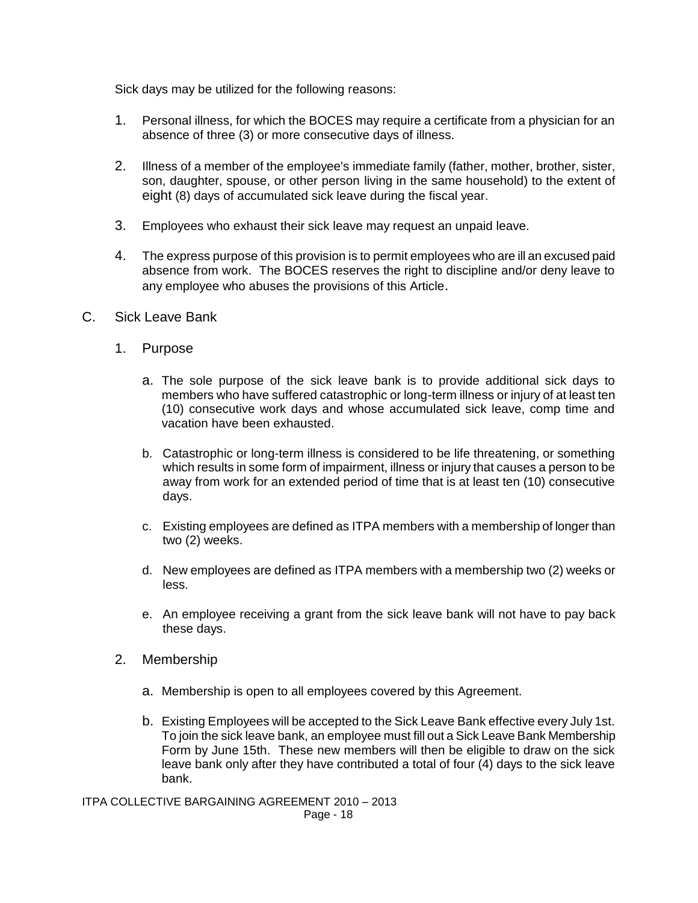Sick days may be utilized for the following reasons:

1. Personal illness, for which the BOCES may require a certificate from a physician for an absence of three (3) or more consecutive days of illness.

2. Illness of a member of the employee's immediate family (father, mother, brother, sister, son, daughter, spouse, or other person living in the same household) to the extent of eight (8) days of accumulated sick leave during the fiscal year.

3. Employees who exhaust their sick leave may request an unpaid leave.

4. The express purpose of this provision is to permit employees who are ill an excused paid absence from work. The BOCES reserves the right to discipline and/or deny leave to any employee who abuses the provisions of this Article.

C. Sick Leave Bank

1. Purpose

   a. The sole purpose of the sick leave bank is to provide additional sick days to members who have suffered catastrophic or long-term illness or injury of at least ten (10) consecutive work days and whose accumulated sick leave, comp time and vacation have been exhausted.

   b. Catastrophic or long-term illness is considered to be life threatening, or something which results in some form of impairment, illness or injury that causes a person to be away from work for an extended period of time that is at least ten (10) consecutive days.

   c. Existing employees are defined as ITPA members with a membership of longer than two (2) weeks.

   d. New employees are defined as ITPA members with a membership two (2) weeks or less.

   e. An employee receiving a grant from the sick leave bank will not have to pay back these days.

2. Membership

   a. Membership is open to all employees covered by this Agreement.

   b. Existing Employees will be accepted to the Sick Leave Bank effective every July 1st. To join the sick leave bank, an employee must fill out a Sick Leave Bank Membership Form by June 15th. These new members will then be eligible to draw on the sick leave bank only after they have contributed a total of four (4) days to the sick leave bank.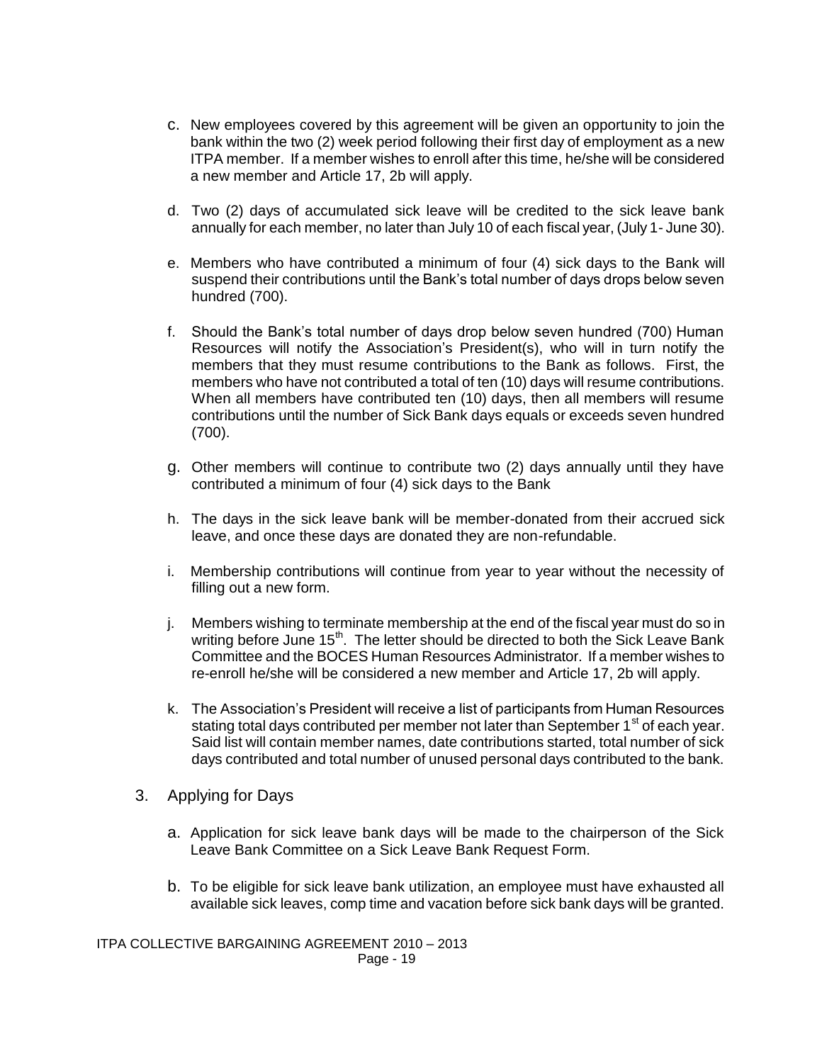c. New employees covered by this agreement will be given an opportunity to join the bank within the two (2) week period following their first day of employment as a new ITPA member. If a member wishes to enroll after this time, he/she will be considered a new member and Article 17, 2b will apply.

d. Two (2) days of accumulated sick leave will be credited to the sick leave bank annually for each member, no later than July 10 of each fiscal year, (July 1- June 30).

e. Members who have contributed a minimum of four (4) sick days to the Bank will suspend their contributions until the Bank's total number of days drops below seven hundred (700).

f. Should the Bank's total number of days drop below seven hundred (700) Human Resources will notify the Association's President(s), who will in turn notify the members that they must resume contributions to the Bank as follows. First, the members who have not contributed a total of ten (10) days will resume contributions. When all members have contributed ten (10) days, then all members will resume contributions until the number of Sick Bank days equals or exceeds seven hundred (700).

g. Other members will continue to contribute two (2) days annually until they have contributed a minimum of four (4) sick days to the Bank

h. The days in the sick leave bank will be member-donated from their accrued sick leave, and once these days are donated they are non-refundable.

i. Membership contributions will continue from year to year without the necessity of filling out a new form.

j. Members wishing to terminate membership at the end of the fiscal year must do so in writing before June 15th. The letter should be directed to both the Sick Leave Bank Committee and the BOCES Human Resources Administrator. If a member wishes to re-enroll he/she will be considered a new member and Article 17, 2b will apply.

k. The Association's President will receive a list of participants from Human Resources stating total days contributed per member not later than September 1st of each year. Said list will contain member names, date contributions started, total number of sick days contributed and total number of unused personal days contributed to the bank.

3. Applying for Days

   a. Application for sick leave bank days will be made to the chairperson of the Sick Leave Bank Committee on a Sick Leave Bank Request Form.

   b. To be eligible for sick leave bank utilization, an employee must have exhausted all available sick leaves, comp time and vacation before sick bank days will be granted.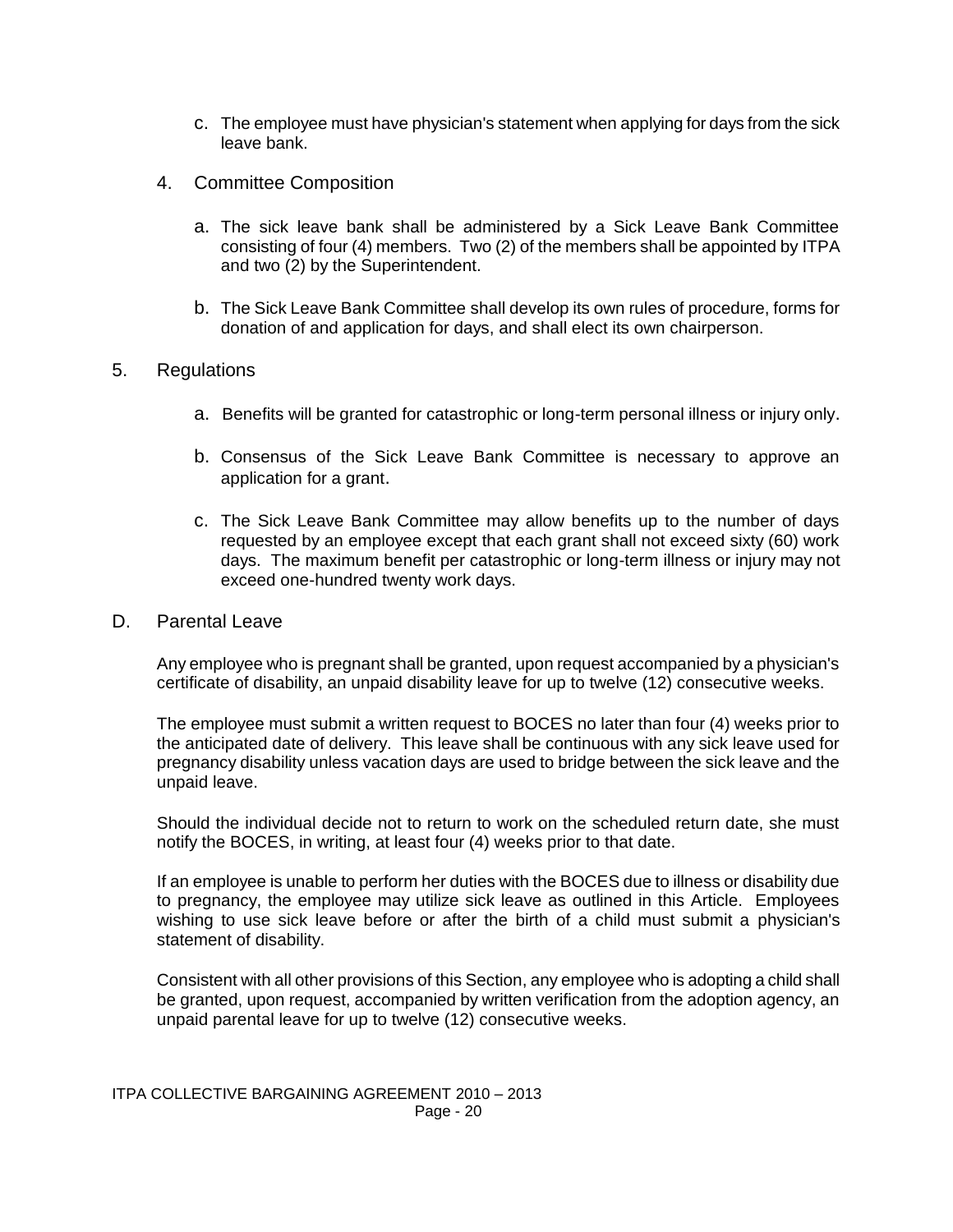c. The employee must have physician's statement when applying for days from the sick leave bank.

4. Committee Composition

   a. The sick leave bank shall be administered by a Sick Leave Bank Committee consisting of four (4) members. Two (2) of the members shall be appointed by ITPA and two (2) by the Superintendent.

   b. The Sick Leave Bank Committee shall develop its own rules of procedure, forms for donation of and application for days, and shall elect its own chairperson.

5. Regulations

   a. Benefits will be granted for catastrophic or long-term personal illness or injury only.

   b. Consensus of the Sick Leave Bank Committee is necessary to approve an application for a grant.

   c. The Sick Leave Bank Committee may allow benefits up to the number of days requested by an employee except that each grant shall not exceed sixty (60) work days. The maximum benefit per catastrophic or long-term illness or injury may not exceed one-hundred twenty work days.

D. Parental Leave

Any employee who is pregnant shall be granted, upon request accompanied by a physician's certificate of disability, an unpaid disability leave for up to twelve (12) consecutive weeks.

The employee must submit a written request to BOCES no later than four (4) weeks prior to the anticipated date of delivery. This leave shall be continuous with any sick leave used for pregnancy disability unless vacation days are used to bridge between the sick leave and the unpaid leave.

Should the individual decide not to return to work on the scheduled return date, she must notify the BOCES, in writing, at least four (4) weeks prior to that date.

If an employee is unable to perform her duties with the BOCES due to illness or disability due to pregnancy, the employee may utilize sick leave as outlined in this Article. Employees wishing to use sick leave before or after the birth of a child must submit a physician's statement of disability.

Consistent with all other provisions of this Section, any employee who is adopting a child shall be granted, upon request, accompanied by written verification from the adoption agency, an unpaid parental leave for up to twelve (12) consecutive weeks.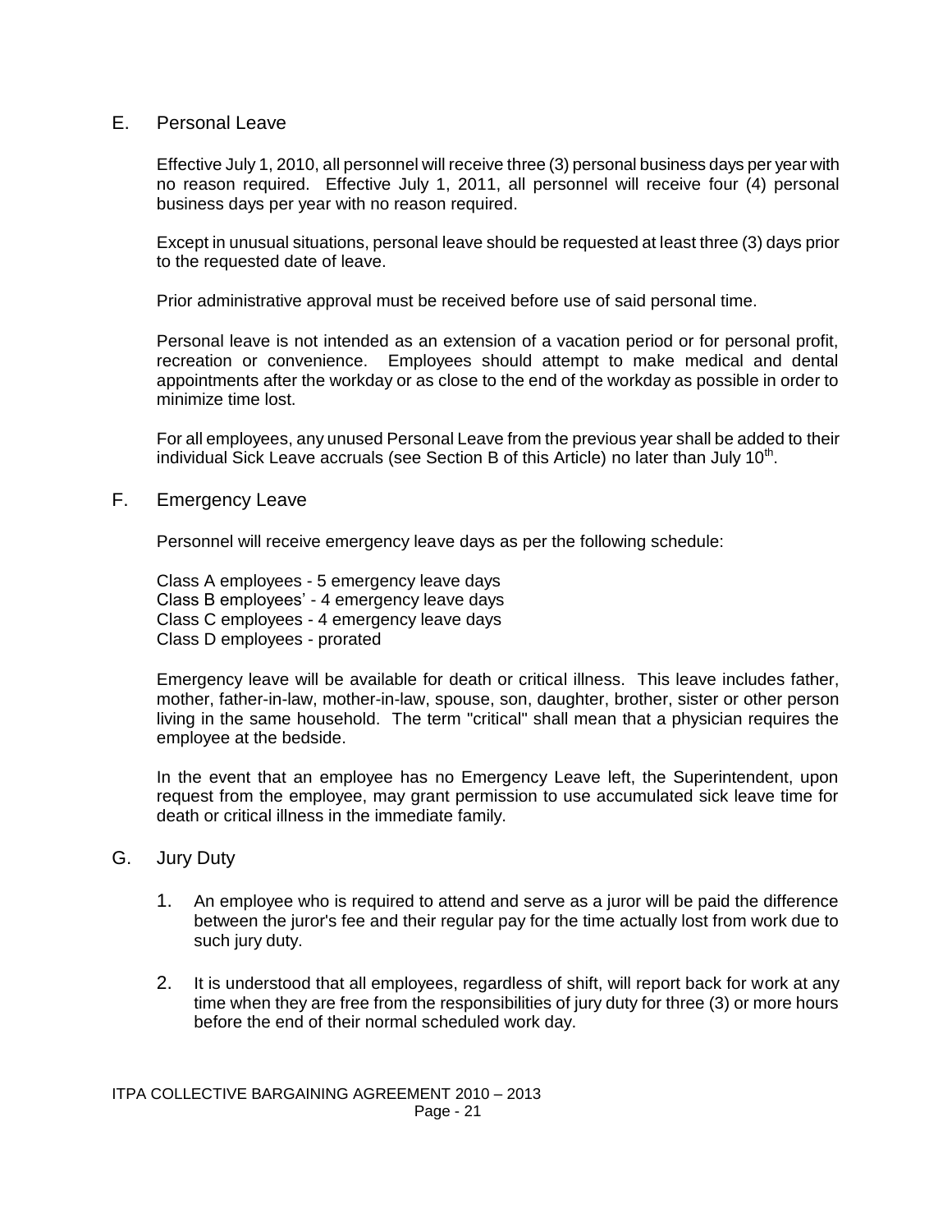## E. Personal Leave

Effective July 1, 2010, all personnel will receive three (3) personal business days per year with no reason required. Effective July 1, 2011, all personnel will receive four (4) personal business days per year with no reason required.

Except in unusual situations, personal leave should be requested at least three (3) days prior to the requested date of leave.

Prior administrative approval must be received before use of said personal time.

Personal leave is not intended as an extension of a vacation period or for personal profit, recreation or convenience. Employees should attempt to make medical and dental appointments after the workday or as close to the end of the workday as possible in order to minimize time lost.

For all employees, any unused Personal Leave from the previous year shall be added to their individual Sick Leave accruals (see Section B of this Article) no later than July 10th.

## F. Emergency Leave

Personnel will receive emergency leave days as per the following schedule:

Class A employees - 5 emergency leave days
Class B employees' - 4 emergency leave days
Class C employees - 4 emergency leave days
Class D employees - prorated

Emergency leave will be available for death or critical illness. This leave includes father, mother, father-in-law, mother-in-law, spouse, son, daughter, brother, sister or other person living in the same household. The term "critical" shall mean that a physician requires the employee at the bedside.

In the event that an employee has no Emergency Leave left, the Superintendent, upon request from the employee, may grant permission to use accumulated sick leave time for death or critical illness in the immediate family.

## G. Jury Duty

1. An employee who is required to attend and serve as a juror will be paid the difference between the juror's fee and their regular pay for the time actually lost from work due to such jury duty.

2. It is understood that all employees, regardless of shift, will report back for work at any time when they are free from the responsibilities of jury duty for three (3) or more hours before the end of their normal scheduled work day.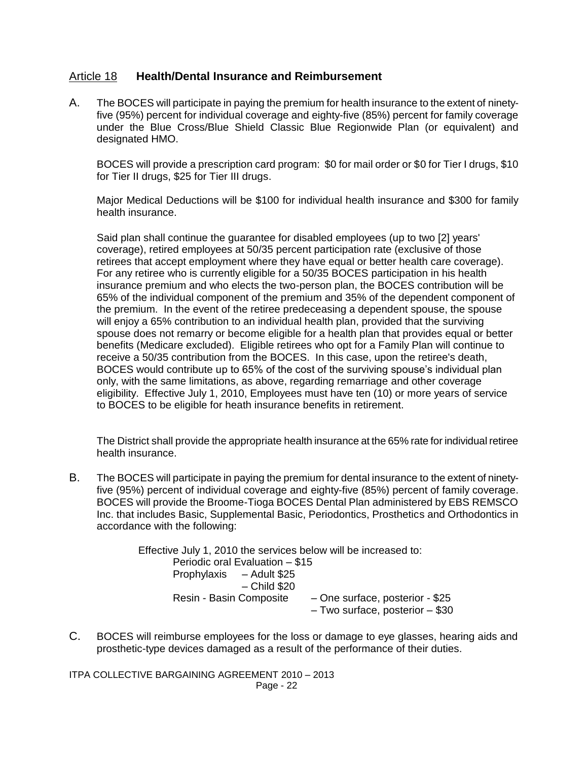## Article 18 **Health/Dental Insurance and Reimbursement**

A. The BOCES will participate in paying the premium for health insurance to the extent of ninety-five (95%) percent for individual coverage and eighty-five (85%) percent for family coverage under the Blue Cross/Blue Shield Classic Blue Regionwide Plan (or equivalent) and designated HMO.

BOCES will provide a prescription card program: $0 for mail order or $0 for Tier I drugs, $10 for Tier II drugs, $25 for Tier III drugs.

Major Medical Deductions will be $100 for individual health insurance and $300 for family health insurance.

Said plan shall continue the guarantee for disabled employees (up to two [2] years' coverage), retired employees at 50/35 percent participation rate (exclusive of those retirees that accept employment where they have equal or better health care coverage). For any retiree who is currently eligible for a 50/35 BOCES participation in his health insurance premium and who elects the two-person plan, the BOCES contribution will be 65% of the individual component of the premium and 35% of the dependent component of the premium. In the event of the retiree predeceasing a dependent spouse, the spouse will enjoy a 65% contribution to an individual health plan, provided that the surviving spouse does not remarry or become eligible for a health plan that provides equal or better benefits (Medicare excluded). Eligible retirees who opt for a Family Plan will continue to receive a 50/35 contribution from the BOCES. In this case, upon the retiree's death, BOCES would contribute up to 65% of the cost of the surviving spouse's individual plan only, with the same limitations, as above, regarding remarriage and other coverage eligibility. Effective July 1, 2010, Employees must have ten (10) or more years of service to BOCES to be eligible for heath insurance benefits in retirement.

The District shall provide the appropriate health insurance at the 65% rate for individual retiree health insurance.

B. The BOCES will participate in paying the premium for dental insurance to the extent of ninety-five (95%) percent of individual coverage and eighty-five (85%) percent of family coverage. BOCES will provide the Broome-Tioga BOCES Dental Plan administered by EBS REMSCO Inc. that includes Basic, Supplemental Basic, Periodontics, Prosthetics and Orthodontics in accordance with the following:

Effective July 1, 2010 the services below will be increased to:

- Periodic oral Evaluation – $15
- Prophylaxis – Adult $25
  – Child $20
- Resin - Basin Composite – One surface, posterior - $25
  – Two surface, posterior – $30

C. BOCES will reimburse employees for the loss or damage to eye glasses, hearing aids and prosthetic-type devices damaged as a result of the performance of their duties.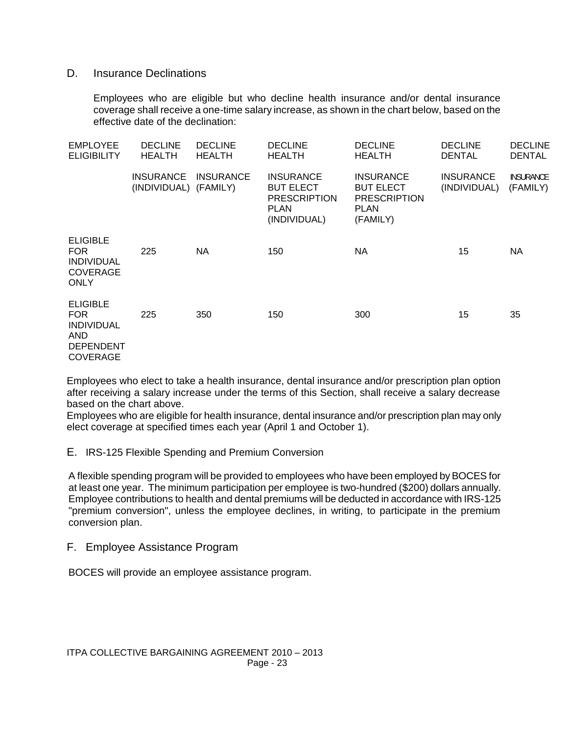## D. Insurance Declinations

Employees who are eligible but who decline health insurance and/or dental insurance coverage shall receive a one-time salary increase, as shown in the chart below, based on the effective date of the declination:

| EMPLOYEE ELIGIBILITY | DECLINE HEALTH INSURANCE (INDIVIDUAL) | DECLINE HEALTH INSURANCE (FAMILY) | DECLINE HEALTH INSURANCE BUT ELECT PRESCRIPTION PLAN (INDIVIDUAL) | DECLINE HEALTH INSURANCE BUT ELECT PRESCRIPTION PLAN (FAMILY) | DECLINE DENTAL INSURANCE (INDIVIDUAL) | DECLINE DENTAL INSURANCE (FAMILY) |
|---|---|---|---|---|---|---|
| ELIGIBLE FOR INDIVIDUAL COVERAGE ONLY | 225 | NA | 150 | NA | 15 | NA |
| ELIGIBLE FOR INDIVIDUAL AND DEPENDENT COVERAGE | 225 | 350 | 150 | 300 | 15 | 35 |

Employees who elect to take a health insurance, dental insurance and/or prescription plan option after receiving a salary increase under the terms of this Section, shall receive a salary decrease based on the chart above.

Employees who are eligible for health insurance, dental insurance and/or prescription plan may only elect coverage at specified times each year (April 1 and October 1).

## E. IRS-125 Flexible Spending and Premium Conversion

A flexible spending program will be provided to employees who have been employed by BOCES for at least one year. The minimum participation per employee is two-hundred ($200) dollars annually. Employee contributions to health and dental premiums will be deducted in accordance with IRS-125 "premium conversion", unless the employee declines, in writing, to participate in the premium conversion plan.

## F. Employee Assistance Program

BOCES will provide an employee assistance program.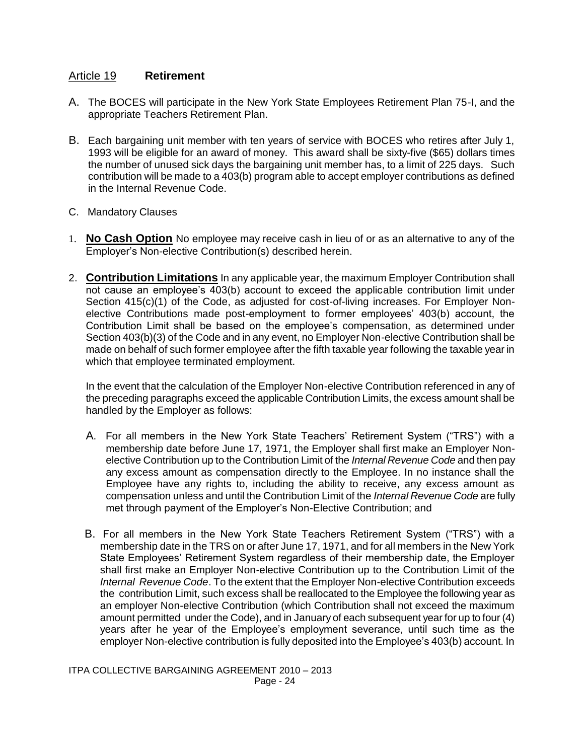## Article 19 **Retirement**

A. The BOCES will participate in the New York State Employees Retirement Plan 75-I, and the appropriate Teachers Retirement Plan.

B. Each bargaining unit member with ten years of service with BOCES who retires after July 1, 1993 will be eligible for an award of money. This award shall be sixty-five ($65) dollars times the number of unused sick days the bargaining unit member has, to a limit of 225 days. Such contribution will be made to a 403(b) program able to accept employer contributions as defined in the Internal Revenue Code.

C. Mandatory Clauses

1. **No Cash Option** No employee may receive cash in lieu of or as an alternative to any of the Employer's Non-elective Contribution(s) described herein.

2. **Contribution Limitations** In any applicable year, the maximum Employer Contribution shall not cause an employee's 403(b) account to exceed the applicable contribution limit under Section 415(c)(1) of the Code, as adjusted for cost-of-living increases. For Employer Non-elective Contributions made post-employment to former employees' 403(b) account, the Contribution Limit shall be based on the employee's compensation, as determined under Section 403(b)(3) of the Code and in any event, no Employer Non-elective Contribution shall be made on behalf of such former employee after the fifth taxable year following the taxable year in which that employee terminated employment.

   In the event that the calculation of the Employer Non-elective Contribution referenced in any of the preceding paragraphs exceed the applicable Contribution Limits, the excess amount shall be handled by the Employer as follows:

   A. For all members in the New York State Teachers' Retirement System ("TRS") with a membership date before June 17, 1971, the Employer shall first make an Employer Non-elective Contribution up to the Contribution Limit of the *Internal Revenue Code* and then pay any excess amount as compensation directly to the Employee. In no instance shall the Employee have any rights to, including the ability to receive, any excess amount as compensation unless and until the Contribution Limit of the *Internal Revenue Code* are fully met through payment of the Employer's Non-Elective Contribution; and

   B. For all members in the New York State Teachers Retirement System ("TRS") with a membership date in the TRS on or after June 17, 1971, and for all members in the New York State Employees' Retirement System regardless of their membership date, the Employer shall first make an Employer Non-elective Contribution up to the Contribution Limit of the *Internal Revenue Code*. To the extent that the Employer Non-elective Contribution exceeds the contribution Limit, such excess shall be reallocated to the Employee the following year as an employer Non-elective Contribution (which Contribution shall not exceed the maximum amount permitted under the Code), and in January of each subsequent year for up to four (4) years after he year of the Employee's employment severance, until such time as the employer Non-elective contribution is fully deposited into the Employee's 403(b) account. In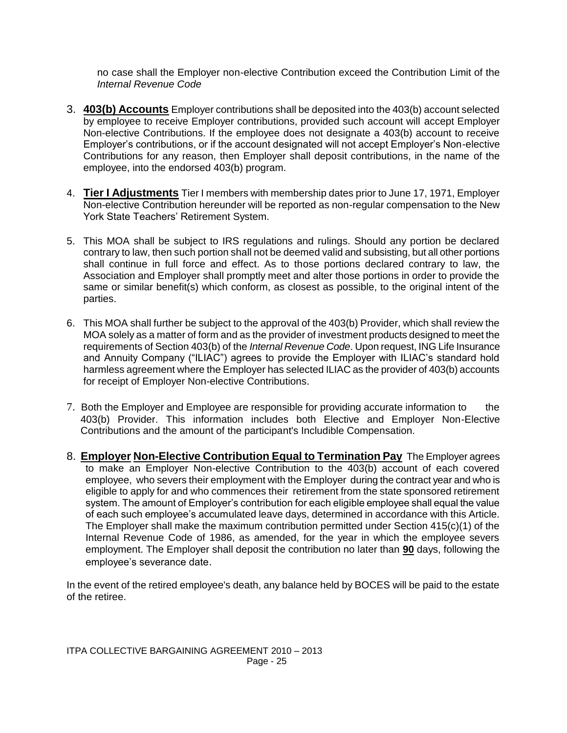no case shall the Employer non-elective Contribution exceed the Contribution Limit of the *Internal Revenue Code*

3. **403(b) Accounts** Employer contributions shall be deposited into the 403(b) account selected by employee to receive Employer contributions, provided such account will accept Employer Non-elective Contributions. If the employee does not designate a 403(b) account to receive Employer's contributions, or if the account designated will not accept Employer's Non-elective Contributions for any reason, then Employer shall deposit contributions, in the name of the employee, into the endorsed 403(b) program.

4. **Tier I Adjustments** Tier I members with membership dates prior to June 17, 1971, Employer Non-elective Contribution hereunder will be reported as non-regular compensation to the New York State Teachers' Retirement System.

5. This MOA shall be subject to IRS regulations and rulings. Should any portion be declared contrary to law, then such portion shall not be deemed valid and subsisting, but all other portions shall continue in full force and effect. As to those portions declared contrary to law, the Association and Employer shall promptly meet and alter those portions in order to provide the same or similar benefit(s) which conform, as closest as possible, to the original intent of the parties.

6. This MOA shall further be subject to the approval of the 403(b) Provider, which shall review the MOA solely as a matter of form and as the provider of investment products designed to meet the requirements of Section 403(b) of the *Internal Revenue Code*. Upon request, ING Life Insurance and Annuity Company ("ILIAC") agrees to provide the Employer with ILIAC's standard hold harmless agreement where the Employer has selected ILIAC as the provider of 403(b) accounts for receipt of Employer Non-elective Contributions.

7. Both the Employer and Employee are responsible for providing accurate information to the 403(b) Provider. This information includes both Elective and Employer Non-Elective Contributions and the amount of the participant's Includible Compensation.

8. **Employer Non-Elective Contribution Equal to Termination Pay** The Employer agrees to make an Employer Non-elective Contribution to the 403(b) account of each covered employee, who severs their employment with the Employer during the contract year and who is eligible to apply for and who commences their retirement from the state sponsored retirement system. The amount of Employer's contribution for each eligible employee shall equal the value of each such employee's accumulated leave days, determined in accordance with this Article. The Employer shall make the maximum contribution permitted under Section 415(c)(1) of the Internal Revenue Code of 1986, as amended, for the year in which the employee severs employment. The Employer shall deposit the contribution no later than **90** days, following the employee's severance date.

In the event of the retired employee's death, any balance held by BOCES will be paid to the estate of the retiree.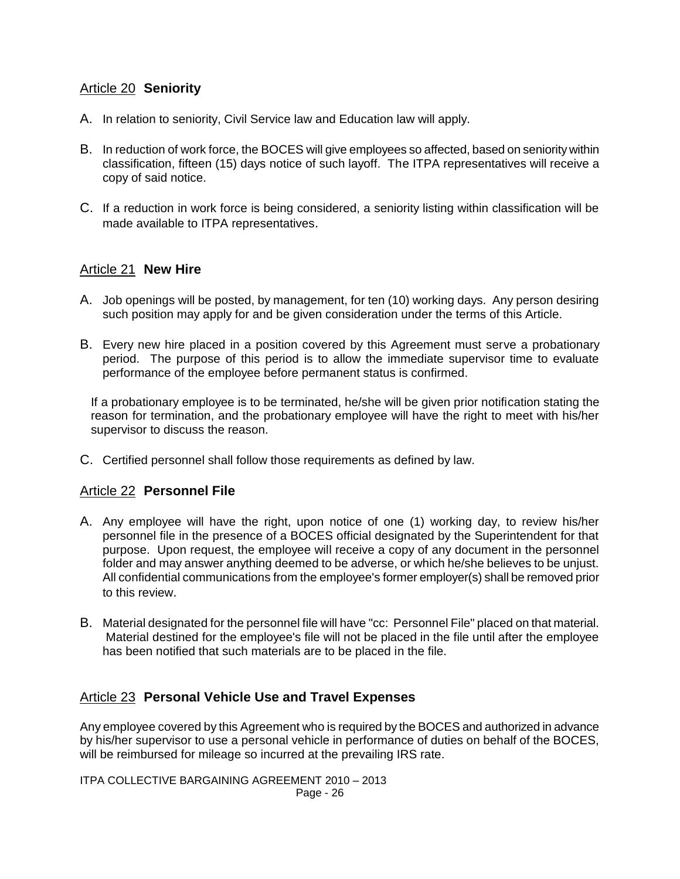## Article 20 **Seniority**

A. In relation to seniority, Civil Service law and Education law will apply.

B. In reduction of work force, the BOCES will give employees so affected, based on seniority within classification, fifteen (15) days notice of such layoff. The ITPA representatives will receive a copy of said notice.

C. If a reduction in work force is being considered, a seniority listing within classification will be made available to ITPA representatives.

## Article 21 **New Hire**

A. Job openings will be posted, by management, for ten (10) working days. Any person desiring such position may apply for and be given consideration under the terms of this Article.

B. Every new hire placed in a position covered by this Agreement must serve a probationary period. The purpose of this period is to allow the immediate supervisor time to evaluate performance of the employee before permanent status is confirmed.

   If a probationary employee is to be terminated, he/she will be given prior notification stating the reason for termination, and the probationary employee will have the right to meet with his/her supervisor to discuss the reason.

C. Certified personnel shall follow those requirements as defined by law.

## Article 22 **Personnel File**

A. Any employee will have the right, upon notice of one (1) working day, to review his/her personnel file in the presence of a BOCES official designated by the Superintendent for that purpose. Upon request, the employee will receive a copy of any document in the personnel folder and may answer anything deemed to be adverse, or which he/she believes to be unjust. All confidential communications from the employee's former employer(s) shall be removed prior to this review.

B. Material designated for the personnel file will have "cc: Personnel File" placed on that material. Material destined for the employee's file will not be placed in the file until after the employee has been notified that such materials are to be placed in the file.

## Article 23 **Personal Vehicle Use and Travel Expenses**

Any employee covered by this Agreement who is required by the BOCES and authorized in advance by his/her supervisor to use a personal vehicle in performance of duties on behalf of the BOCES, will be reimbursed for mileage so incurred at the prevailing IRS rate.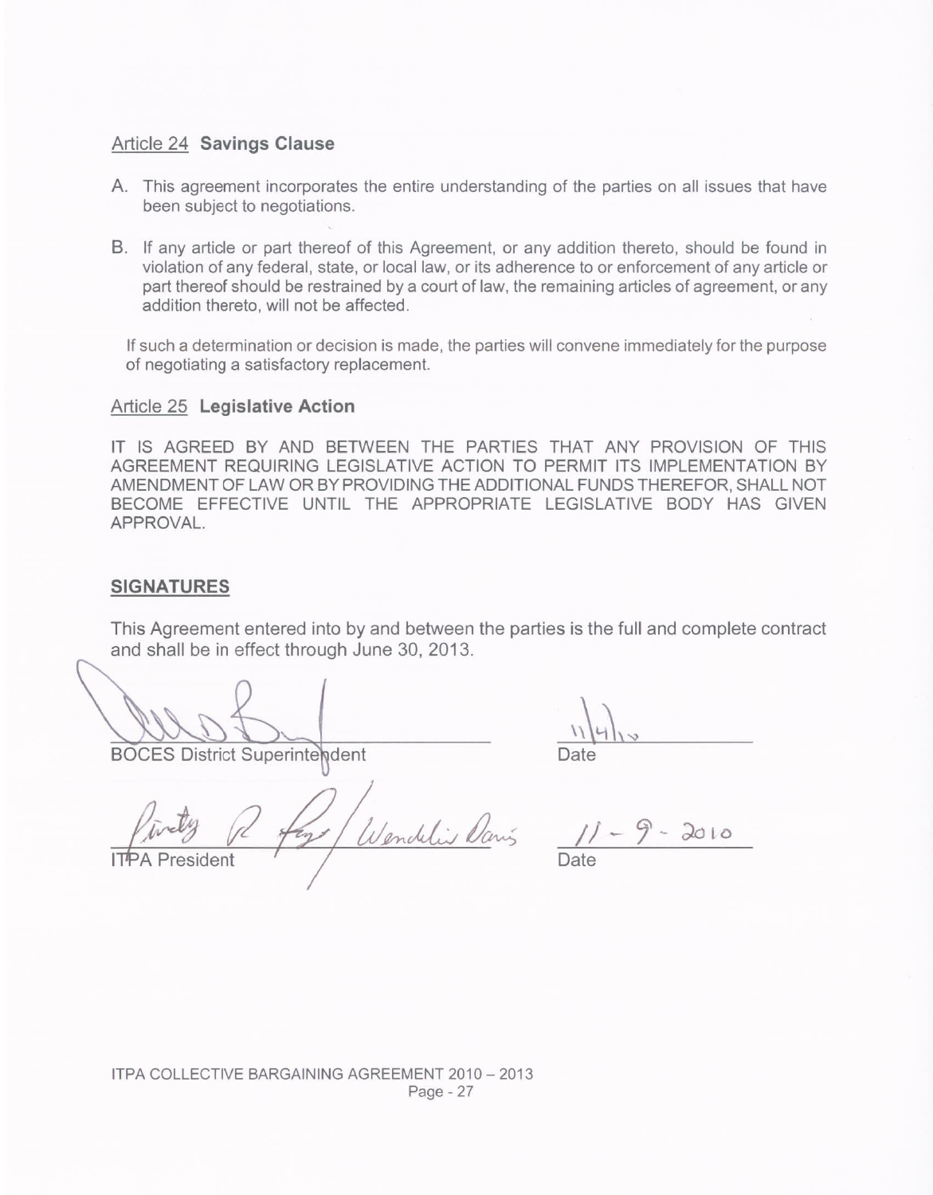## Article 24 **Savings Clause**

A. This agreement incorporates the entire understanding of the parties on all issues that have been subject to negotiations.

B. If any article or part thereof of this Agreement, or any addition thereto, should be found in violation of any federal, state, or local law, or its adherence to or enforcement of any article or part thereof should be restrained by a court of law, the remaining articles of agreement, or any addition thereto, will not be affected.

If such a determination or decision is made, the parties will convene immediately for the purpose of negotiating a satisfactory replacement.

## Article 25 **Legislative Action**

IT IS AGREED BY AND BETWEEN THE PARTIES THAT ANY PROVISION OF THIS AGREEMENT REQUIRING LEGISLATIVE ACTION TO PERMIT ITS IMPLEMENTATION BY AMENDMENT OF LAW OR BY PROVIDING THE ADDITIONAL FUNDS THEREFOR, SHALL NOT BECOME EFFECTIVE UNTIL THE APPROPRIATE LEGISLATIVE BODY HAS GIVEN APPROVAL.

## **SIGNATURES**

This Agreement entered into by and between the parties is the full and complete contract and shall be in effect through June 30, 2013.

BOCES District Superintendent — Date: 11/4/10

ITPA President — Date: 11-9-2010